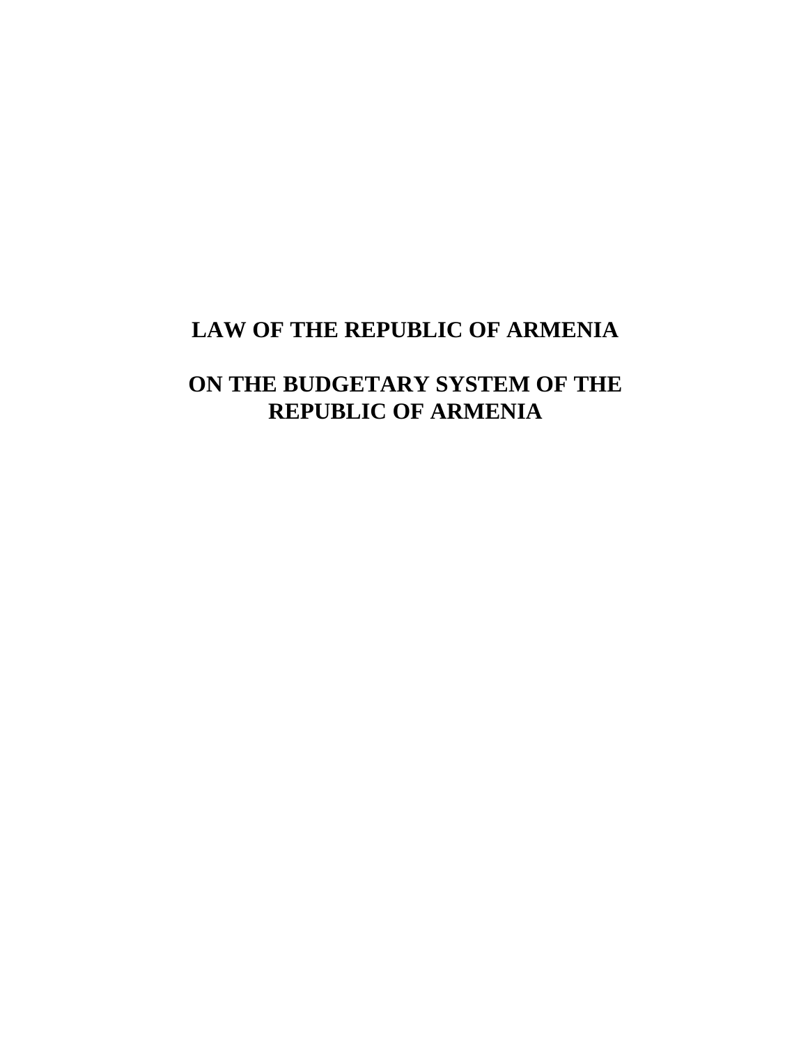# LAW OF THE REPUBLIC OF ARMENIA

# ON THE BUDGETARY SYSTEM OF THE REPUBLIC OF ARMENIA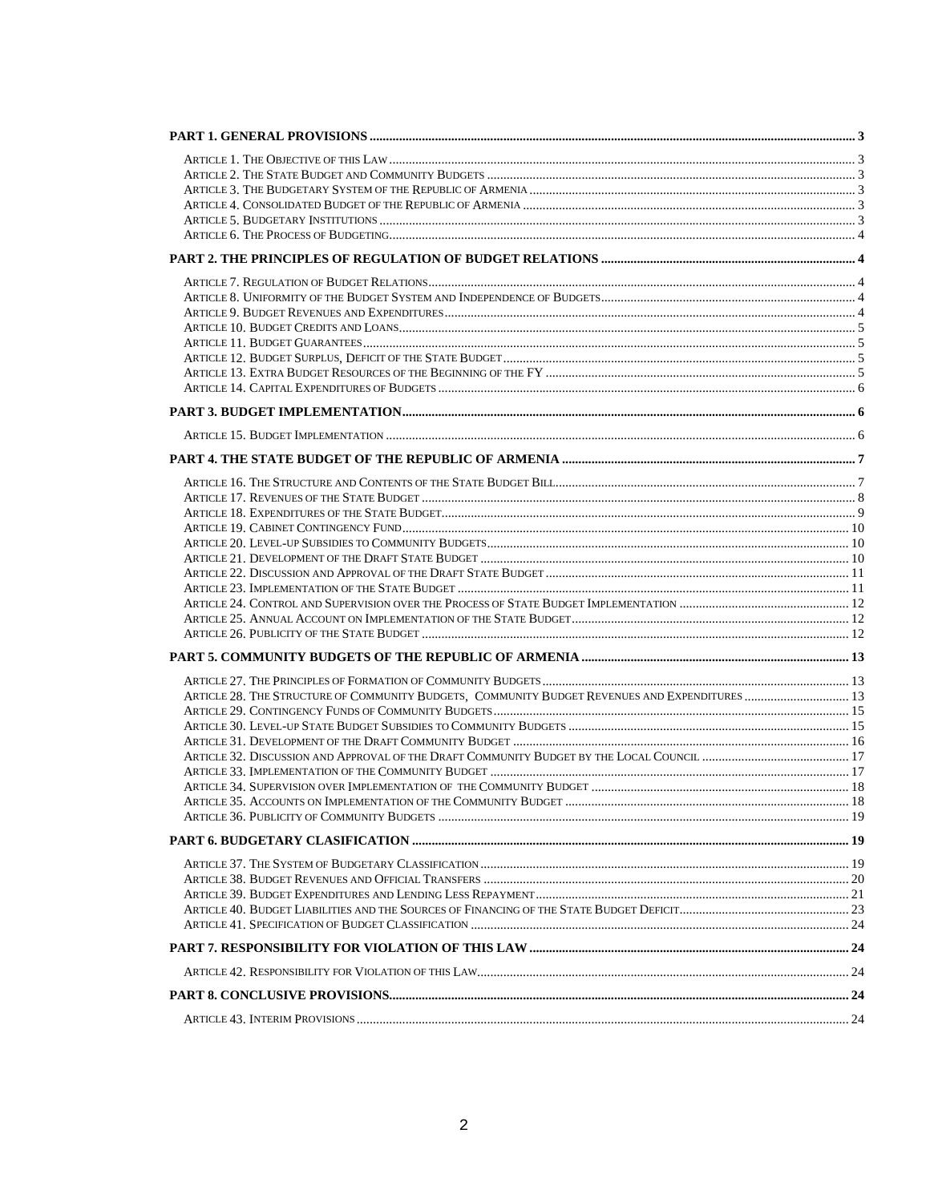**PART 1. GENERAL PROVISIONS** ..... 3

- ARTICLE 1. THE OBJECTIVE OF THIS LAW ..... 3
- ARTICLE 2. THE STATE BUDGET AND COMMUNITY BUDGETS ..... 3
- ARTICLE 3. THE BUDGETARY SYSTEM OF THE REPUBLIC OF ARMENIA ..... 3
- ARTICLE 4. CONSOLIDATED BUDGET OF THE REPUBLIC OF ARMENIA ..... 3
- ARTICLE 5. BUDGETARY INSTITUTIONS ..... 3
- ARTICLE 6. THE PROCESS OF BUDGETING ..... 4

**PART 2. THE PRINCIPLES OF REGULATION OF BUDGET RELATIONS** ..... 4

- ARTICLE 7. REGULATION OF BUDGET RELATIONS ..... 4
- ARTICLE 8. UNIFORMITY OF THE BUDGET SYSTEM AND INDEPENDENCE OF BUDGETS ..... 4
- ARTICLE 9. BUDGET REVENUES AND EXPENDITURES ..... 4
- ARTICLE 10. BUDGET CREDITS AND LOANS ..... 5
- ARTICLE 11. BUDGET GUARANTEES ..... 5
- ARTICLE 12. BUDGET SURPLUS, DEFICIT OF THE STATE BUDGET ..... 5
- ARTICLE 13. EXTRA BUDGET RESOURCES OF THE BEGINNING OF THE FY ..... 5
- ARTICLE 14. CAPITAL EXPENDITURES OF BUDGETS ..... 6

**PART 3. BUDGET IMPLEMENTATION** ..... 6

- ARTICLE 15. BUDGET IMPLEMENTATION ..... 6

**PART 4. THE STATE BUDGET OF THE REPUBLIC OF ARMENIA** ..... 7

- ARTICLE 16. THE STRUCTURE AND CONTENTS OF THE STATE BUDGET BILL ..... 7
- ARTICLE 17. REVENUES OF THE STATE BUDGET ..... 8
- ARTICLE 18. EXPENDITURES OF THE STATE BUDGET ..... 9
- ARTICLE 19. CABINET CONTINGENCY FUND ..... 10
- ARTICLE 20. LEVEL-UP SUBSIDIES TO COMMUNITY BUDGETS ..... 10
- ARTICLE 21. DEVELOPMENT OF THE DRAFT STATE BUDGET ..... 10
- ARTICLE 22. DISCUSSION AND APPROVAL OF THE DRAFT STATE BUDGET ..... 11
- ARTICLE 23. IMPLEMENTATION OF THE STATE BUDGET ..... 11
- ARTICLE 24. CONTROL AND SUPERVISION OVER THE PROCESS OF STATE BUDGET IMPLEMENTATION ..... 12
- ARTICLE 25. ANNUAL ACCOUNT ON IMPLEMENTATION OF THE STATE BUDGET ..... 12
- ARTICLE 26. PUBLICITY OF THE STATE BUDGET ..... 12

**PART 5. COMMUNITY BUDGETS OF THE REPUBLIC OF ARMENIA** ..... 13

- ARTICLE 27. THE PRINCIPLES OF FORMATION OF COMMUNITY BUDGETS ..... 13
- ARTICLE 28. THE STRUCTURE OF COMMUNITY BUDGETS, COMMUNITY BUDGET REVENUES AND EXPENDITURES ..... 13
- ARTICLE 29. CONTINGENCY FUNDS OF COMMUNITY BUDGETS ..... 15
- ARTICLE 30. LEVEL-UP STATE BUDGET SUBSIDIES TO COMMUNITY BUDGETS ..... 15
- ARTICLE 31. DEVELOPMENT OF THE DRAFT COMMUNITY BUDGET ..... 16
- ARTICLE 32. DISCUSSION AND APPROVAL OF THE DRAFT COMMUNITY BUDGET BY THE LOCAL COUNCIL ..... 17
- ARTICLE 33. IMPLEMENTATION OF THE COMMUNITY BUDGET ..... 17
- ARTICLE 34. SUPERVISION OVER IMPLEMENTATION OF THE COMMUNITY BUDGET ..... 18
- ARTICLE 35. ACCOUNTS ON IMPLEMENTATION OF THE COMMUNITY BUDGET ..... 18
- ARTICLE 36. PUBLICITY OF COMMUNITY BUDGETS ..... 19

**PART 6. BUDGETARY CLASIFICATION** ..... 19

- ARTICLE 37. THE SYSTEM OF BUDGETARY CLASSIFICATION ..... 19
- ARTICLE 38. BUDGET REVENUES AND OFFICIAL TRANSFERS ..... 20
- ARTICLE 39. BUDGET EXPENDITURES AND LENDING LESS REPAYMENT ..... 21
- ARTICLE 40. BUDGET LIABILITIES AND THE SOURCES OF FINANCING OF THE STATE BUDGET DEFICIT ..... 23
- ARTICLE 41. SPECIFICATION OF BUDGET CLASSIFICATION ..... 24

**PART 7. RESPONSIBILITY FOR VIOLATION OF THIS LAW** ..... 24

- ARTICLE 42. RESPONSIBILITY FOR VIOLATION OF THIS LAW ..... 24

**PART 8. CONCLUSIVE PROVISIONS** ..... 24

- ARTICLE 43. INTERIM PROVISIONS ..... 24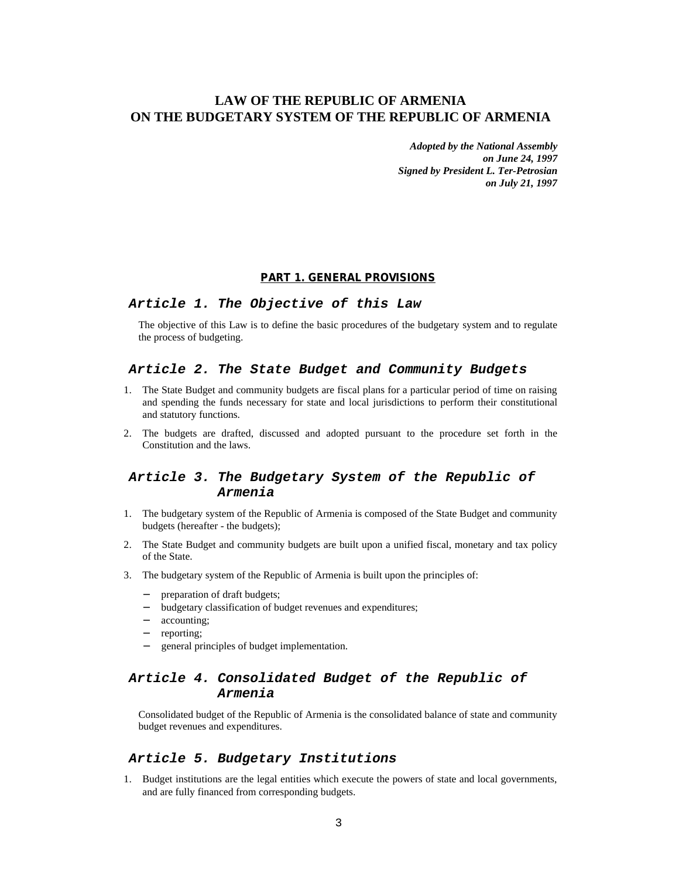# LAW OF THE REPUBLIC OF ARMENIA
# ON THE BUDGETARY SYSTEM OF THE REPUBLIC OF ARMENIA

***Adopted by the National Assembly***
***on June 24, 1997***
***Signed by President L. Ter-Petrosian***
***on July 21, 1997***

## PART 1. GENERAL PROVISIONS

### *Article 1. The Objective of this Law*

The objective of this Law is to define the basic procedures of the budgetary system and to regulate the process of budgeting.

### *Article 2. The State Budget and Community Budgets*

1. The State Budget and community budgets are fiscal plans for a particular period of time on raising and spending the funds necessary for state and local jurisdictions to perform their constitutional and statutory functions.
2. The budgets are drafted, discussed and adopted pursuant to the procedure set forth in the Constitution and the laws.

### *Article 3. The Budgetary System of the Republic of Armenia*

1. The budgetary system of the Republic of Armenia is composed of the State Budget and community budgets (hereafter - the budgets);
2. The State Budget and community budgets are built upon a unified fiscal, monetary and tax policy of the State.
3. The budgetary system of the Republic of Armenia is built upon the principles of:
   - preparation of draft budgets;
   - budgetary classification of budget revenues and expenditures;
   - accounting;
   - reporting;
   - general principles of budget implementation.

### *Article 4. Consolidated Budget of the Republic of Armenia*

Consolidated budget of the Republic of Armenia is the consolidated balance of state and community budget revenues and expenditures.

### *Article 5. Budgetary Institutions*

1. Budget institutions are the legal entities which execute the powers of state and local governments, and are fully financed from corresponding budgets.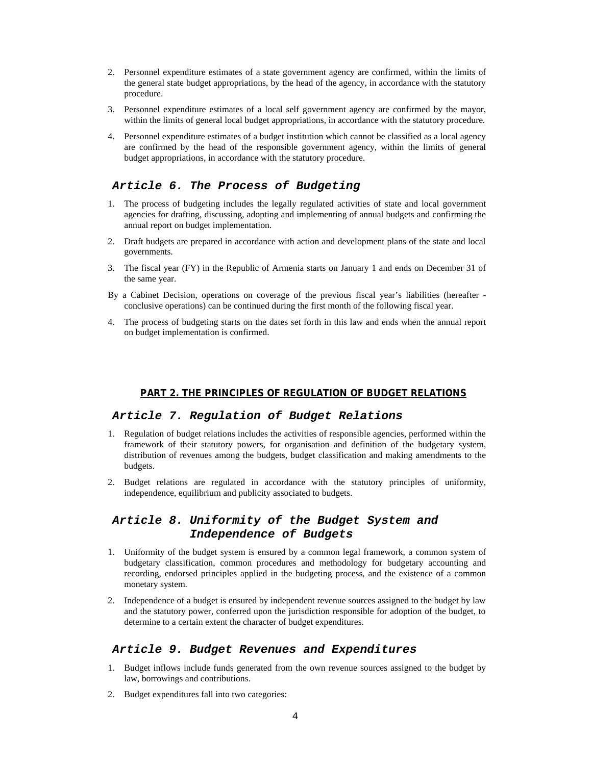2. Personnel expenditure estimates of a state government agency are confirmed, within the limits of the general state budget appropriations, by the head of the agency, in accordance with the statutory procedure.

3. Personnel expenditure estimates of a local self government agency are confirmed by the mayor, within the limits of general local budget appropriations, in accordance with the statutory procedure.

4. Personnel expenditure estimates of a budget institution which cannot be classified as a local agency are confirmed by the head of the responsible government agency, within the limits of general budget appropriations, in accordance with the statutory procedure.

## *Article 6. The Process of Budgeting*

1. The process of budgeting includes the legally regulated activities of state and local government agencies for drafting, discussing, adopting and implementing of annual budgets and confirming the annual report on budget implementation.

2. Draft budgets are prepared in accordance with action and development plans of the state and local governments.

3. The fiscal year (FY) in the Republic of Armenia starts on January 1 and ends on December 31 of the same year.

By a Cabinet Decision, operations on coverage of the previous fiscal year's liabilities (hereafter - conclusive operations) can be continued during the first month of the following fiscal year.

4. The process of budgeting starts on the dates set forth in this law and ends when the annual report on budget implementation is confirmed.

# PART 2. THE PRINCIPLES OF REGULATION OF BUDGET RELATIONS

## *Article 7. Regulation of Budget Relations*

1. Regulation of budget relations includes the activities of responsible agencies, performed within the framework of their statutory powers, for organisation and definition of the budgetary system, distribution of revenues among the budgets, budget classification and making amendments to the budgets.

2. Budget relations are regulated in accordance with the statutory principles of uniformity, independence, equilibrium and publicity associated to budgets.

## *Article 8. Uniformity of the Budget System and Independence of Budgets*

1. Uniformity of the budget system is ensured by a common legal framework, a common system of budgetary classification, common procedures and methodology for budgetary accounting and recording, endorsed principles applied in the budgeting process, and the existence of a common monetary system.

2. Independence of a budget is ensured by independent revenue sources assigned to the budget by law and the statutory power, conferred upon the jurisdiction responsible for adoption of the budget, to determine to a certain extent the character of budget expenditures.

## *Article 9. Budget Revenues and Expenditures*

1. Budget inflows include funds generated from the own revenue sources assigned to the budget by law, borrowings and contributions.

2. Budget expenditures fall into two categories: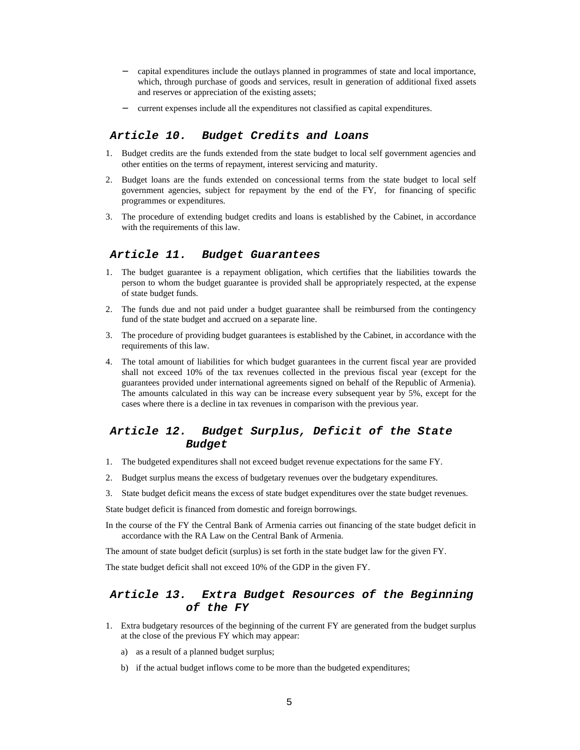- capital expenditures include the outlays planned in programmes of state and local importance, which, through purchase of goods and services, result in generation of additional fixed assets and reserves or appreciation of the existing assets;
- current expenses include all the expenditures not classified as capital expenditures.

## *Article 10. Budget Credits and Loans*

1. Budget credits are the funds extended from the state budget to local self government agencies and other entities on the terms of repayment, interest servicing and maturity.
2. Budget loans are the funds extended on concessional terms from the state budget to local self government agencies, subject for repayment by the end of the FY, for financing of specific programmes or expenditures.
3. The procedure of extending budget credits and loans is established by the Cabinet, in accordance with the requirements of this law.

## *Article 11. Budget Guarantees*

1. The budget guarantee is a repayment obligation, which certifies that the liabilities towards the person to whom the budget guarantee is provided shall be appropriately respected, at the expense of state budget funds.
2. The funds due and not paid under a budget guarantee shall be reimbursed from the contingency fund of the state budget and accrued on a separate line.
3. The procedure of providing budget guarantees is established by the Cabinet, in accordance with the requirements of this law.
4. The total amount of liabilities for which budget guarantees in the current fiscal year are provided shall not exceed 10% of the tax revenues collected in the previous fiscal year (except for the guarantees provided under international agreements signed on behalf of the Republic of Armenia). The amounts calculated in this way can be increase every subsequent year by 5%, except for the cases where there is a decline in tax revenues in comparison with the previous year.

## *Article 12. Budget Surplus, Deficit of the State Budget*

1. The budgeted expenditures shall not exceed budget revenue expectations for the same FY.
2. Budget surplus means the excess of budgetary revenues over the budgetary expenditures.
3. State budget deficit means the excess of state budget expenditures over the state budget revenues.

State budget deficit is financed from domestic and foreign borrowings.

In the course of the FY the Central Bank of Armenia carries out financing of the state budget deficit in accordance with the RA Law on the Central Bank of Armenia.

The amount of state budget deficit (surplus) is set forth in the state budget law for the given FY.

The state budget deficit shall not exceed 10% of the GDP in the given FY.

## *Article 13. Extra Budget Resources of the Beginning of the FY*

1. Extra budgetary resources of the beginning of the current FY are generated from the budget surplus at the close of the previous FY which may appear:
   a) as a result of a planned budget surplus;
   b) if the actual budget inflows come to be more than the budgeted expenditures;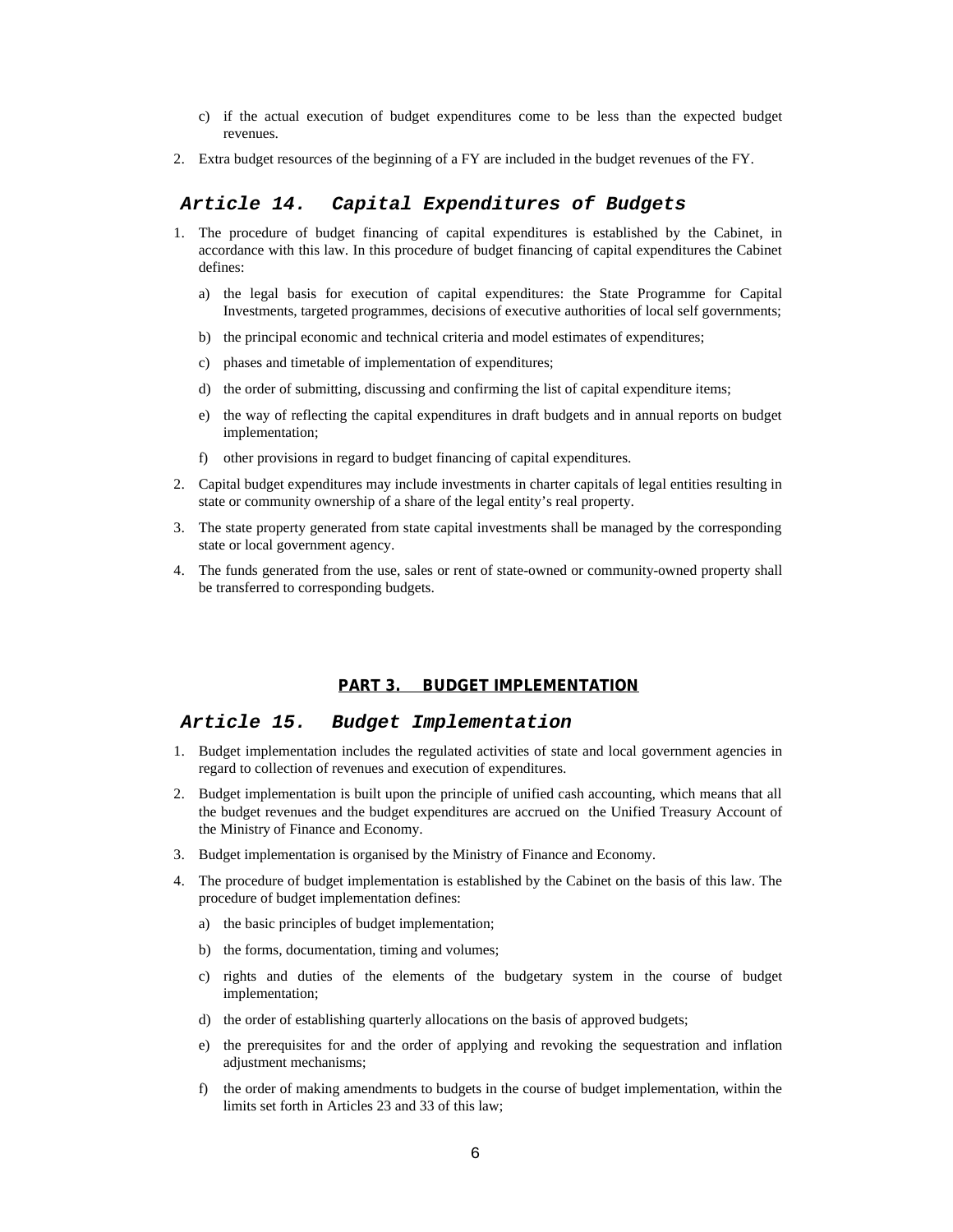c) if the actual execution of budget expenditures come to be less than the expected budget revenues.

2. Extra budget resources of the beginning of a FY are included in the budget revenues of the FY.

## *Article 14. Capital Expenditures of Budgets*

1. The procedure of budget financing of capital expenditures is established by the Cabinet, in accordance with this law. In this procedure of budget financing of capital expenditures the Cabinet defines:

   a) the legal basis for execution of capital expenditures: the State Programme for Capital Investments, targeted programmes, decisions of executive authorities of local self governments;

   b) the principal economic and technical criteria and model estimates of expenditures;

   c) phases and timetable of implementation of expenditures;

   d) the order of submitting, discussing and confirming the list of capital expenditure items;

   e) the way of reflecting the capital expenditures in draft budgets and in annual reports on budget implementation;

   f) other provisions in regard to budget financing of capital expenditures.

2. Capital budget expenditures may include investments in charter capitals of legal entities resulting in state or community ownership of a share of the legal entity's real property.

3. The state property generated from state capital investments shall be managed by the corresponding state or local government agency.

4. The funds generated from the use, sales or rent of state-owned or community-owned property shall be transferred to corresponding budgets.

# PART 3. BUDGET IMPLEMENTATION

## *Article 15. Budget Implementation*

1. Budget implementation includes the regulated activities of state and local government agencies in regard to collection of revenues and execution of expenditures.

2. Budget implementation is built upon the principle of unified cash accounting, which means that all the budget revenues and the budget expenditures are accrued on the Unified Treasury Account of the Ministry of Finance and Economy.

3. Budget implementation is organised by the Ministry of Finance and Economy.

4. The procedure of budget implementation is established by the Cabinet on the basis of this law. The procedure of budget implementation defines:

   a) the basic principles of budget implementation;

   b) the forms, documentation, timing and volumes;

   c) rights and duties of the elements of the budgetary system in the course of budget implementation;

   d) the order of establishing quarterly allocations on the basis of approved budgets;

   e) the prerequisites for and the order of applying and revoking the sequestration and inflation adjustment mechanisms;

   f) the order of making amendments to budgets in the course of budget implementation, within the limits set forth in Articles 23 and 33 of this law;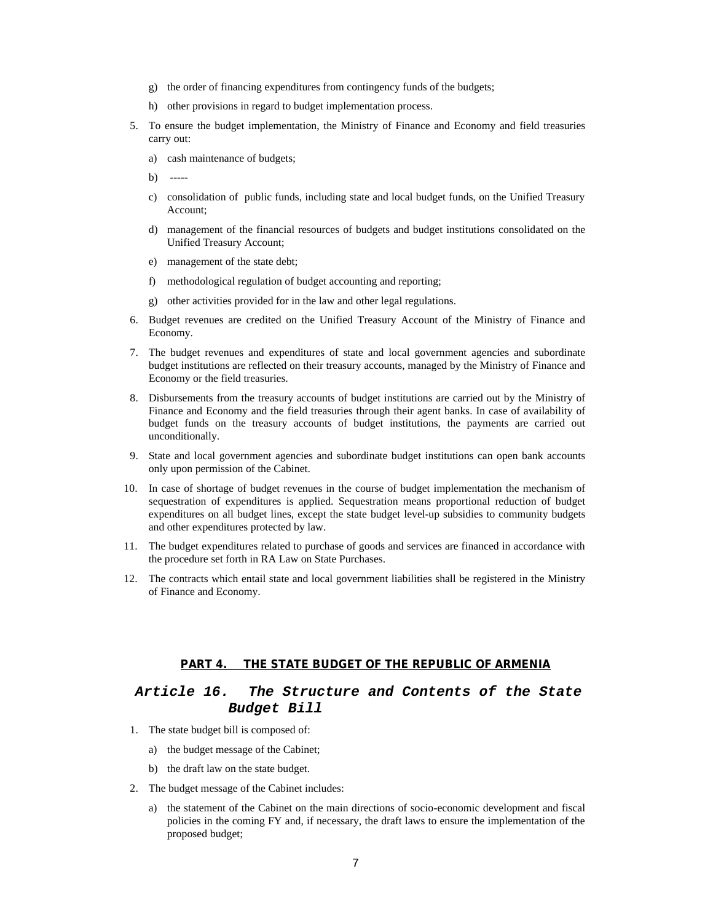g) the order of financing expenditures from contingency funds of the budgets;

h) other provisions in regard to budget implementation process.

5. To ensure the budget implementation, the Ministry of Finance and Economy and field treasuries carry out:

   a) cash maintenance of budgets;

   b) -----

   c) consolidation of public funds, including state and local budget funds, on the Unified Treasury Account;

   d) management of the financial resources of budgets and budget institutions consolidated on the Unified Treasury Account;

   e) management of the state debt;

   f) methodological regulation of budget accounting and reporting;

   g) other activities provided for in the law and other legal regulations.

6. Budget revenues are credited on the Unified Treasury Account of the Ministry of Finance and Economy.

7. The budget revenues and expenditures of state and local government agencies and subordinate budget institutions are reflected on their treasury accounts, managed by the Ministry of Finance and Economy or the field treasuries.

8. Disbursements from the treasury accounts of budget institutions are carried out by the Ministry of Finance and Economy and the field treasuries through their agent banks. In case of availability of budget funds on the treasury accounts of budget institutions, the payments are carried out unconditionally.

9. State and local government agencies and subordinate budget institutions can open bank accounts only upon permission of the Cabinet.

10. In case of shortage of budget revenues in the course of budget implementation the mechanism of sequestration of expenditures is applied. Sequestration means proportional reduction of budget expenditures on all budget lines, except the state budget level-up subsidies to community budgets and other expenditures protected by law.

11. The budget expenditures related to purchase of goods and services are financed in accordance with the procedure set forth in RA Law on State Purchases.

12. The contracts which entail state and local government liabilities shall be registered in the Ministry of Finance and Economy.

## PART 4. THE STATE BUDGET OF THE REPUBLIC OF ARMENIA

### *Article 16. The Structure and Contents of the State Budget Bill*

1. The state budget bill is composed of:

   a) the budget message of the Cabinet;

   b) the draft law on the state budget.

2. The budget message of the Cabinet includes:

   a) the statement of the Cabinet on the main directions of socio-economic development and fiscal policies in the coming FY and, if necessary, the draft laws to ensure the implementation of the proposed budget;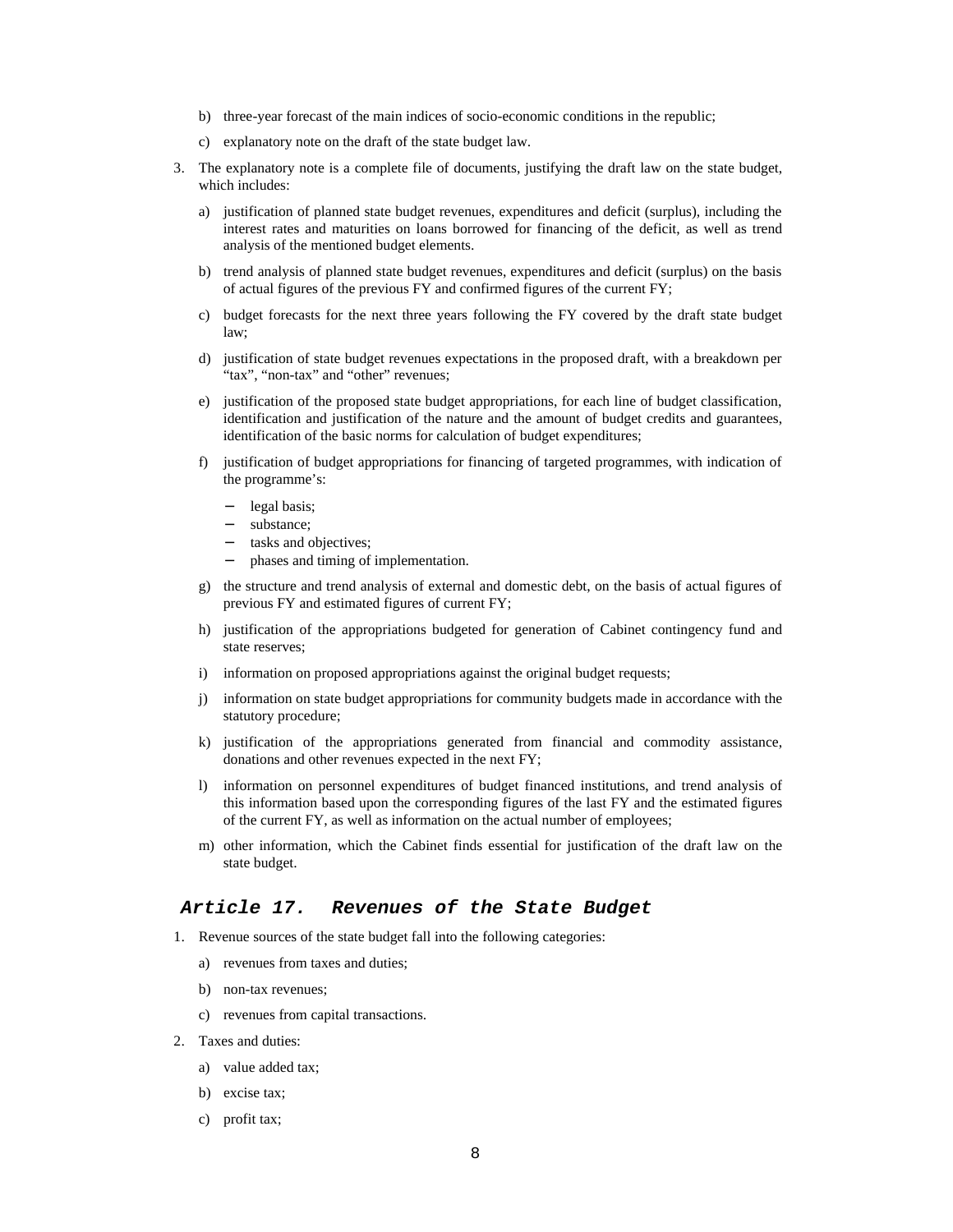b) three-year forecast of the main indices of socio-economic conditions in the republic;

c) explanatory note on the draft of the state budget law.

3. The explanatory note is a complete file of documents, justifying the draft law on the state budget, which includes:

   a) justification of planned state budget revenues, expenditures and deficit (surplus), including the interest rates and maturities on loans borrowed for financing of the deficit, as well as trend analysis of the mentioned budget elements.

   b) trend analysis of planned state budget revenues, expenditures and deficit (surplus) on the basis of actual figures of the previous FY and confirmed figures of the current FY;

   c) budget forecasts for the next three years following the FY covered by the draft state budget law;

   d) justification of state budget revenues expectations in the proposed draft, with a breakdown per "tax", "non-tax" and "other" revenues;

   e) justification of the proposed state budget appropriations, for each line of budget classification, identification and justification of the nature and the amount of budget credits and guarantees, identification of the basic norms for calculation of budget expenditures;

   f) justification of budget appropriations for financing of targeted programmes, with indication of the programme's:

      - legal basis;
      - substance;
      - tasks and objectives;
      - phases and timing of implementation.

   g) the structure and trend analysis of external and domestic debt, on the basis of actual figures of previous FY and estimated figures of current FY;

   h) justification of the appropriations budgeted for generation of Cabinet contingency fund and state reserves;

   i) information on proposed appropriations against the original budget requests;

   j) information on state budget appropriations for community budgets made in accordance with the statutory procedure;

   k) justification of the appropriations generated from financial and commodity assistance, donations and other revenues expected in the next FY;

   l) information on personnel expenditures of budget financed institutions, and trend analysis of this information based upon the corresponding figures of the last FY and the estimated figures of the current FY, as well as information on the actual number of employees;

   m) other information, which the Cabinet finds essential for justification of the draft law on the state budget.

## *Article 17. Revenues of the State Budget*

1. Revenue sources of the state budget fall into the following categories:

   a) revenues from taxes and duties;

   b) non-tax revenues;

   c) revenues from capital transactions.

2. Taxes and duties:

   a) value added tax;

   b) excise tax;

   c) profit tax;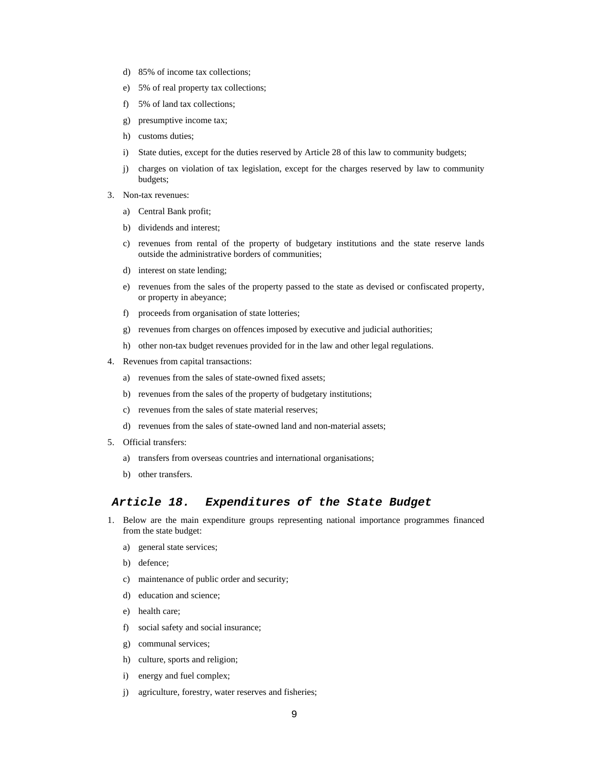d) 85% of income tax collections;
   e) 5% of real property tax collections;
   f) 5% of land tax collections;
   g) presumptive income tax;
   h) customs duties;
   i) State duties, except for the duties reserved by Article 28 of this law to community budgets;
   j) charges on violation of tax legislation, except for the charges reserved by law to community budgets;

3. Non-tax revenues:
   a) Central Bank profit;
   b) dividends and interest;
   c) revenues from rental of the property of budgetary institutions and the state reserve lands outside the administrative borders of communities;
   d) interest on state lending;
   e) revenues from the sales of the property passed to the state as devised or confiscated property, or property in abeyance;
   f) proceeds from organisation of state lotteries;
   g) revenues from charges on offences imposed by executive and judicial authorities;
   h) other non-tax budget revenues provided for in the law and other legal regulations.

4. Revenues from capital transactions:
   a) revenues from the sales of state-owned fixed assets;
   b) revenues from the sales of the property of budgetary institutions;
   c) revenues from the sales of state material reserves;
   d) revenues from the sales of state-owned land and non-material assets;

5. Official transfers:
   a) transfers from overseas countries and international organisations;
   b) other transfers.

## Article 18. Expenditures of the State Budget

1. Below are the main expenditure groups representing national importance programmes financed from the state budget:
   a) general state services;
   b) defence;
   c) maintenance of public order and security;
   d) education and science;
   e) health care;
   f) social safety and social insurance;
   g) communal services;
   h) culture, sports and religion;
   i) energy and fuel complex;
   j) agriculture, forestry, water reserves and fisheries;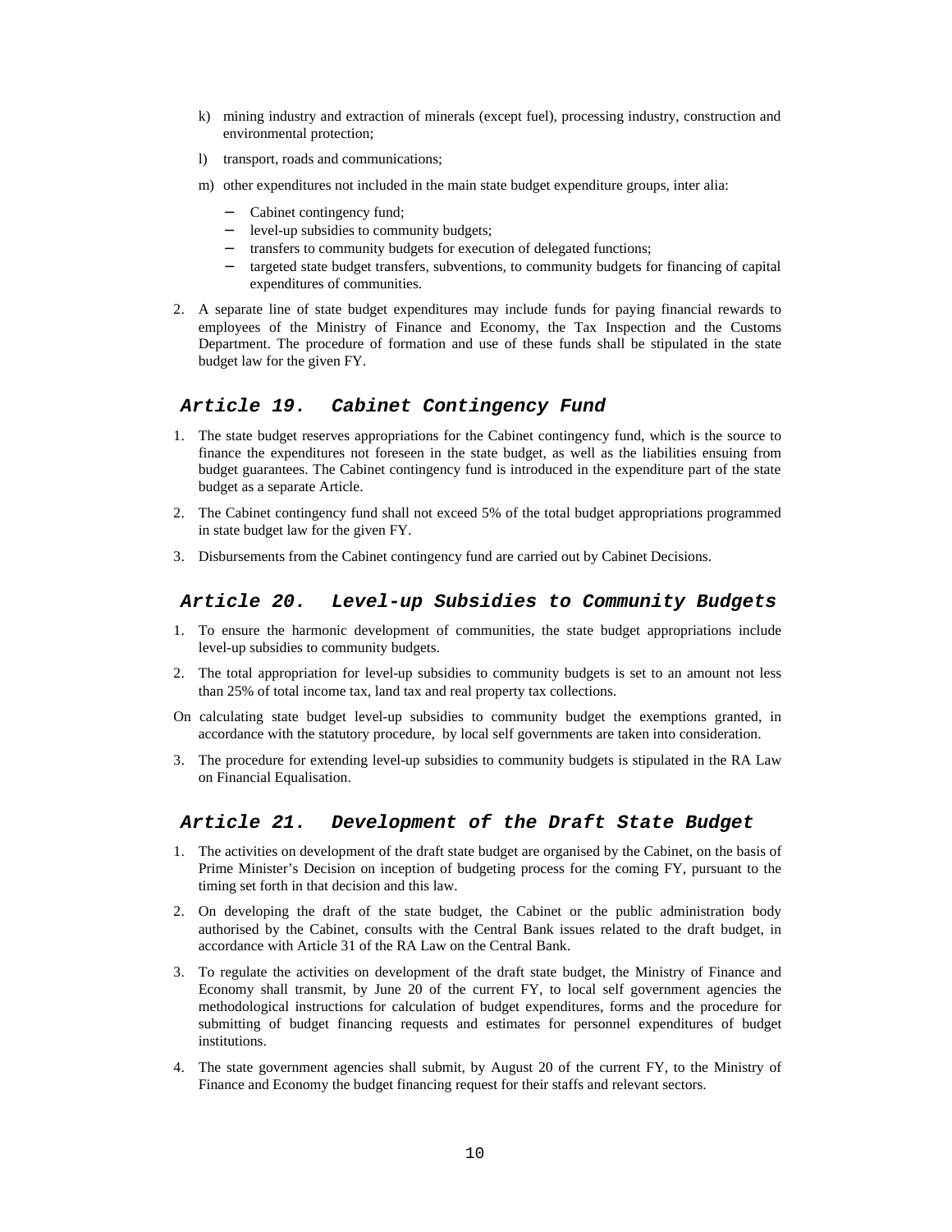k) mining industry and extraction of minerals (except fuel), processing industry, construction and environmental protection;

l) transport, roads and communications;

m) other expenditures not included in the main state budget expenditure groups, inter alia:

   - Cabinet contingency fund;
   - level-up subsidies to community budgets;
   - transfers to community budgets for execution of delegated functions;
   - targeted state budget transfers, subventions, to community budgets for financing of capital expenditures of communities.

2. A separate line of state budget expenditures may include funds for paying financial rewards to employees of the Ministry of Finance and Economy, the Tax Inspection and the Customs Department. The procedure of formation and use of these funds shall be stipulated in the state budget law for the given FY.

## *Article 19. Cabinet Contingency Fund*

1. The state budget reserves appropriations for the Cabinet contingency fund, which is the source to finance the expenditures not foreseen in the state budget, as well as the liabilities ensuing from budget guarantees. The Cabinet contingency fund is introduced in the expenditure part of the state budget as a separate Article.

2. The Cabinet contingency fund shall not exceed 5% of the total budget appropriations programmed in state budget law for the given FY.

3. Disbursements from the Cabinet contingency fund are carried out by Cabinet Decisions.

## *Article 20. Level-up Subsidies to Community Budgets*

1. To ensure the harmonic development of communities, the state budget appropriations include level-up subsidies to community budgets.

2. The total appropriation for level-up subsidies to community budgets is set to an amount not less than 25% of total income tax, land tax and real property tax collections.

On calculating state budget level-up subsidies to community budget the exemptions granted, in accordance with the statutory procedure, by local self governments are taken into consideration.

3. The procedure for extending level-up subsidies to community budgets is stipulated in the RA Law on Financial Equalisation.

## *Article 21. Development of the Draft State Budget*

1. The activities on development of the draft state budget are organised by the Cabinet, on the basis of Prime Minister's Decision on inception of budgeting process for the coming FY, pursuant to the timing set forth in that decision and this law.

2. On developing the draft of the state budget, the Cabinet or the public administration body authorised by the Cabinet, consults with the Central Bank issues related to the draft budget, in accordance with Article 31 of the RA Law on the Central Bank.

3. To regulate the activities on development of the draft state budget, the Ministry of Finance and Economy shall transmit, by June 20 of the current FY, to local self government agencies the methodological instructions for calculation of budget expenditures, forms and the procedure for submitting of budget financing requests and estimates for personnel expenditures of budget institutions.

4. The state government agencies shall submit, by August 20 of the current FY, to the Ministry of Finance and Economy the budget financing request for their staffs and relevant sectors.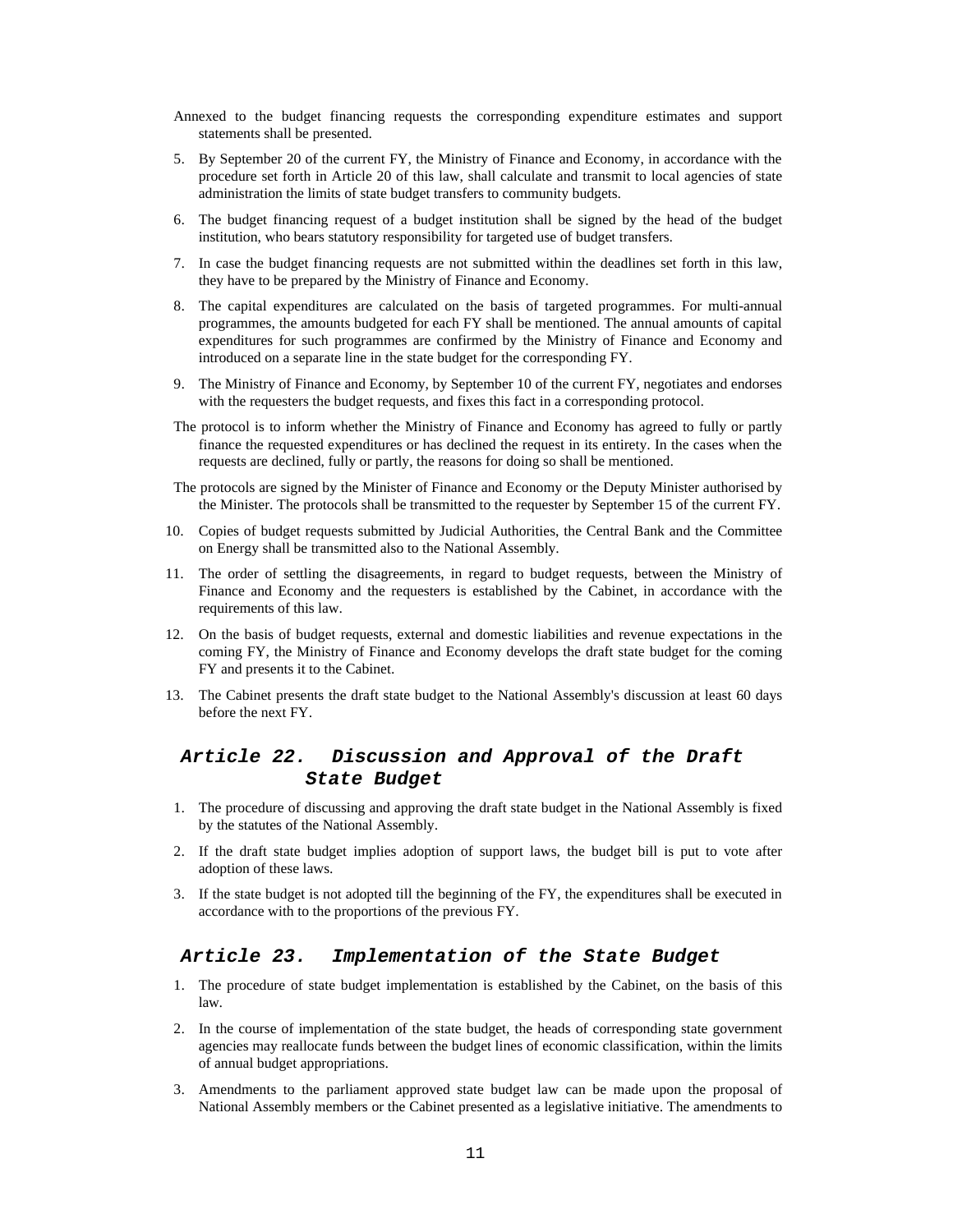Annexed to the budget financing requests the corresponding expenditure estimates and support statements shall be presented.

5. By September 20 of the current FY, the Ministry of Finance and Economy, in accordance with the procedure set forth in Article 20 of this law, shall calculate and transmit to local agencies of state administration the limits of state budget transfers to community budgets.

6. The budget financing request of a budget institution shall be signed by the head of the budget institution, who bears statutory responsibility for targeted use of budget transfers.

7. In case the budget financing requests are not submitted within the deadlines set forth in this law, they have to be prepared by the Ministry of Finance and Economy.

8. The capital expenditures are calculated on the basis of targeted programmes. For multi-annual programmes, the amounts budgeted for each FY shall be mentioned. The annual amounts of capital expenditures for such programmes are confirmed by the Ministry of Finance and Economy and introduced on a separate line in the state budget for the corresponding FY.

9. The Ministry of Finance and Economy, by September 10 of the current FY, negotiates and endorses with the requesters the budget requests, and fixes this fact in a corresponding protocol.

The protocol is to inform whether the Ministry of Finance and Economy has agreed to fully or partly finance the requested expenditures or has declined the request in its entirety. In the cases when the requests are declined, fully or partly, the reasons for doing so shall be mentioned.

The protocols are signed by the Minister of Finance and Economy or the Deputy Minister authorised by the Minister. The protocols shall be transmitted to the requester by September 15 of the current FY.

10. Copies of budget requests submitted by Judicial Authorities, the Central Bank and the Committee on Energy shall be transmitted also to the National Assembly.

11. The order of settling the disagreements, in regard to budget requests, between the Ministry of Finance and Economy and the requesters is established by the Cabinet, in accordance with the requirements of this law.

12. On the basis of budget requests, external and domestic liabilities and revenue expectations in the coming FY, the Ministry of Finance and Economy develops the draft state budget for the coming FY and presents it to the Cabinet.

13. The Cabinet presents the draft state budget to the National Assembly's discussion at least 60 days before the next FY.

## Article 22. Discussion and Approval of the Draft State Budget

1. The procedure of discussing and approving the draft state budget in the National Assembly is fixed by the statutes of the National Assembly.

2. If the draft state budget implies adoption of support laws, the budget bill is put to vote after adoption of these laws.

3. If the state budget is not adopted till the beginning of the FY, the expenditures shall be executed in accordance with to the proportions of the previous FY.

## Article 23. Implementation of the State Budget

1. The procedure of state budget implementation is established by the Cabinet, on the basis of this law.

2. In the course of implementation of the state budget, the heads of corresponding state government agencies may reallocate funds between the budget lines of economic classification, within the limits of annual budget appropriations.

3. Amendments to the parliament approved state budget law can be made upon the proposal of National Assembly members or the Cabinet presented as a legislative initiative. The amendments to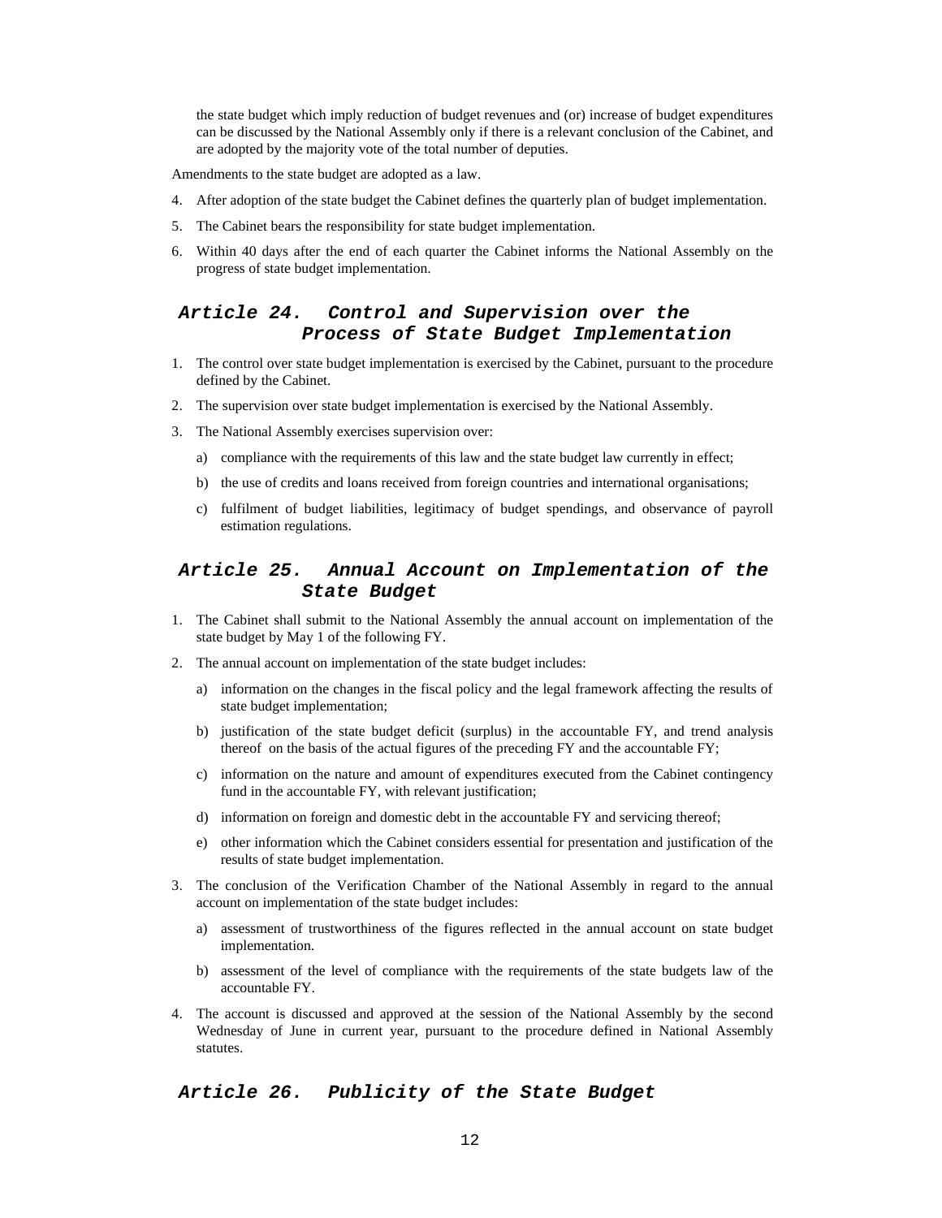the state budget which imply reduction of budget revenues and (or) increase of budget expenditures can be discussed by the National Assembly only if there is a relevant conclusion of the Cabinet, and are adopted by the majority vote of the total number of deputies.

Amendments to the state budget are adopted as a law.

4. After adoption of the state budget the Cabinet defines the quarterly plan of budget implementation.
5. The Cabinet bears the responsibility for state budget implementation.
6. Within 40 days after the end of each quarter the Cabinet informs the National Assembly on the progress of state budget implementation.

## *Article 24. Control and Supervision over the Process of State Budget Implementation*

1. The control over state budget implementation is exercised by the Cabinet, pursuant to the procedure defined by the Cabinet.
2. The supervision over state budget implementation is exercised by the National Assembly.
3. The National Assembly exercises supervision over:
   a) compliance with the requirements of this law and the state budget law currently in effect;
   b) the use of credits and loans received from foreign countries and international organisations;
   c) fulfilment of budget liabilities, legitimacy of budget spendings, and observance of payroll estimation regulations.

## *Article 25. Annual Account on Implementation of the State Budget*

1. The Cabinet shall submit to the National Assembly the annual account on implementation of the state budget by May 1 of the following FY.
2. The annual account on implementation of the state budget includes:
   a) information on the changes in the fiscal policy and the legal framework affecting the results of state budget implementation;
   b) justification of the state budget deficit (surplus) in the accountable FY, and trend analysis thereof on the basis of the actual figures of the preceding FY and the accountable FY;
   c) information on the nature and amount of expenditures executed from the Cabinet contingency fund in the accountable FY, with relevant justification;
   d) information on foreign and domestic debt in the accountable FY and servicing thereof;
   e) other information which the Cabinet considers essential for presentation and justification of the results of state budget implementation.
3. The conclusion of the Verification Chamber of the National Assembly in regard to the annual account on implementation of the state budget includes:
   a) assessment of trustworthiness of the figures reflected in the annual account on state budget implementation.
   b) assessment of the level of compliance with the requirements of the state budgets law of the accountable FY.
4. The account is discussed and approved at the session of the National Assembly by the second Wednesday of June in current year, pursuant to the procedure defined in National Assembly statutes.

## *Article 26. Publicity of the State Budget*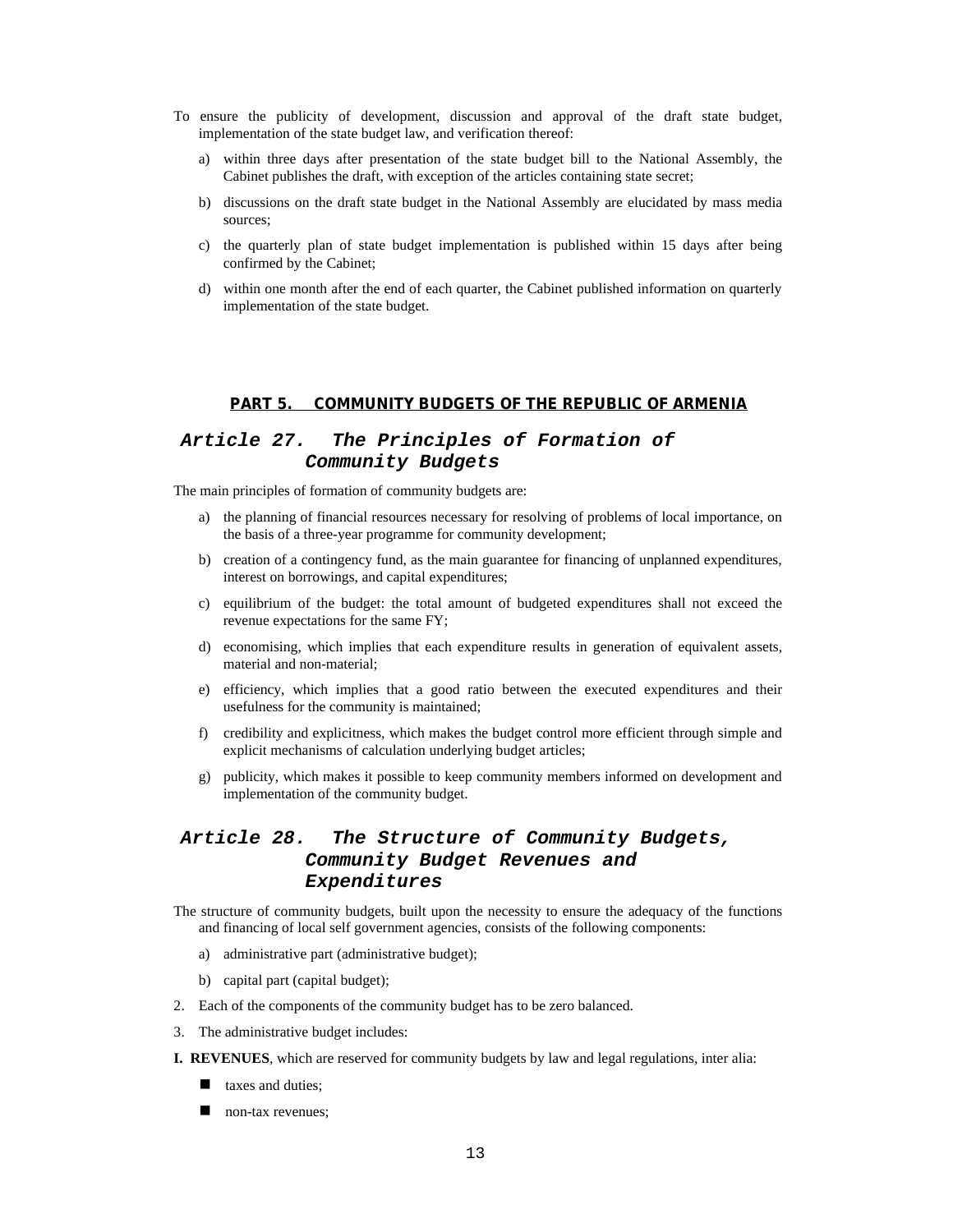To ensure the publicity of development, discussion and approval of the draft state budget, implementation of the state budget law, and verification thereof:

a) within three days after presentation of the state budget bill to the National Assembly, the Cabinet publishes the draft, with exception of the articles containing state secret;

b) discussions on the draft state budget in the National Assembly are elucidated by mass media sources;

c) the quarterly plan of state budget implementation is published within 15 days after being confirmed by the Cabinet;

d) within one month after the end of each quarter, the Cabinet published information on quarterly implementation of the state budget.

## PART 5. COMMUNITY BUDGETS OF THE REPUBLIC OF ARMENIA

### *Article 27. The Principles of Formation of Community Budgets*

The main principles of formation of community budgets are:

a) the planning of financial resources necessary for resolving of problems of local importance, on the basis of a three-year programme for community development;

b) creation of a contingency fund, as the main guarantee for financing of unplanned expenditures, interest on borrowings, and capital expenditures;

c) equilibrium of the budget: the total amount of budgeted expenditures shall not exceed the revenue expectations for the same FY;

d) economising, which implies that each expenditure results in generation of equivalent assets, material and non-material;

e) efficiency, which implies that a good ratio between the executed expenditures and their usefulness for the community is maintained;

f) credibility and explicitness, which makes the budget control more efficient through simple and explicit mechanisms of calculation underlying budget articles;

g) publicity, which makes it possible to keep community members informed on development and implementation of the community budget.

### *Article 28. The Structure of Community Budgets, Community Budget Revenues and Expenditures*

The structure of community budgets, built upon the necessity to ensure the adequacy of the functions and financing of local self government agencies, consists of the following components:

a) administrative part (administrative budget);

b) capital part (capital budget);

2. Each of the components of the community budget has to be zero balanced.

3. The administrative budget includes:

**I. REVENUES**, which are reserved for community budgets by law and legal regulations, inter alia:

- taxes and duties;
- non-tax revenues;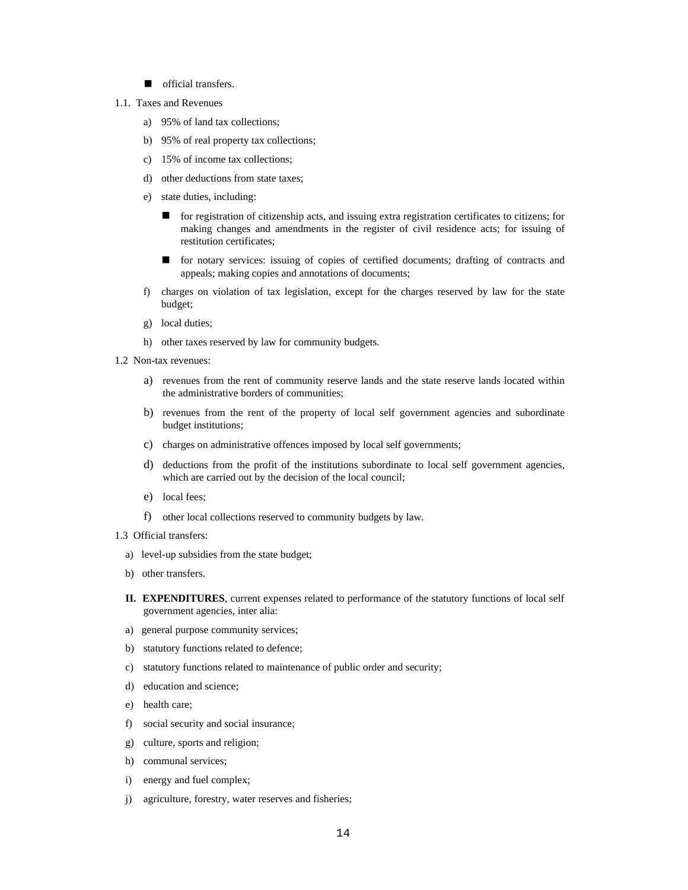- official transfers.

1.1. Taxes and Revenues

a) 95% of land tax collections;

b) 95% of real property tax collections;

c) 15% of income tax collections;

d) other deductions from state taxes;

e) state duties, including:

- for registration of citizenship acts, and issuing extra registration certificates to citizens; for making changes and amendments in the register of civil residence acts; for issuing of restitution certificates;
- for notary services: issuing of copies of certified documents; drafting of contracts and appeals; making copies and annotations of documents;

f) charges on violation of tax legislation, except for the charges reserved by law for the state budget;

g) local duties;

h) other taxes reserved by law for community budgets.

1.2 Non-tax revenues:

a) revenues from the rent of community reserve lands and the state reserve lands located within the administrative borders of communities;

b) revenues from the rent of the property of local self government agencies and subordinate budget institutions;

c) charges on administrative offences imposed by local self governments;

d) deductions from the profit of the institutions subordinate to local self government agencies, which are carried out by the decision of the local council;

e) local fees;

f) other local collections reserved to community budgets by law.

1.3 Official transfers:

a) level-up subsidies from the state budget;

b) other transfers.

**II. EXPENDITURES**, current expenses related to performance of the statutory functions of local self government agencies, inter alia:

a) general purpose community services;

b) statutory functions related to defence;

c) statutory functions related to maintenance of public order and security;

d) education and science;

e) health care;

f) social security and social insurance;

g) culture, sports and religion;

h) communal services;

i) energy and fuel complex;

j) agriculture, forestry, water reserves and fisheries;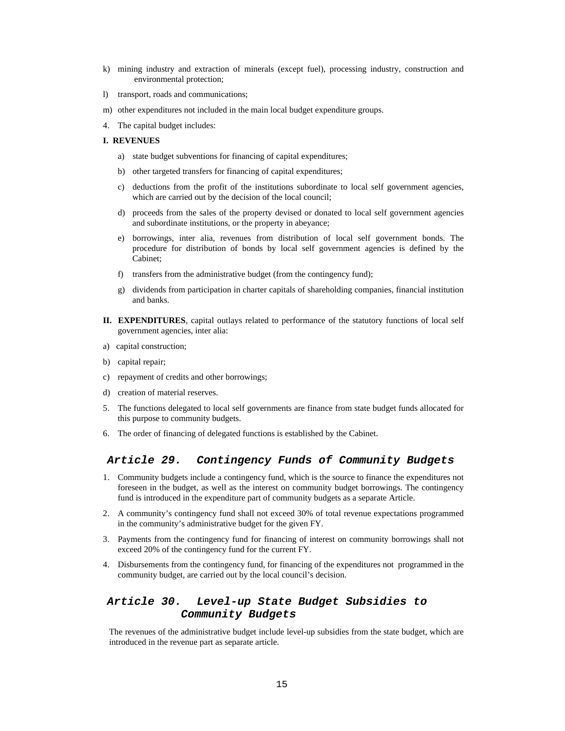k) mining industry and extraction of minerals (except fuel), processing industry, construction and environmental protection;

l) transport, roads and communications;

m) other expenditures not included in the main local budget expenditure groups.

4. The capital budget includes:

**I. REVENUES**

a) state budget subventions for financing of capital expenditures;

b) other targeted transfers for financing of capital expenditures;

c) deductions from the profit of the institutions subordinate to local self government agencies, which are carried out by the decision of the local council;

d) proceeds from the sales of the property devised or donated to local self government agencies and subordinate institutions, or the property in abeyance;

e) borrowings, inter alia, revenues from distribution of local self government bonds. The procedure for distribution of bonds by local self government agencies is defined by the Cabinet;

f) transfers from the administrative budget (from the contingency fund);

g) dividends from participation in charter capitals of shareholding companies, financial institution and banks.

**II. EXPENDITURES**, capital outlays related to performance of the statutory functions of local self government agencies, inter alia:

a) capital construction;

b) capital repair;

c) repayment of credits and other borrowings;

d) creation of material reserves.

5. The functions delegated to local self governments are finance from state budget funds allocated for this purpose to community budgets.

6. The order of financing of delegated functions is established by the Cabinet.

## *Article 29. Contingency Funds of Community Budgets*

1. Community budgets include a contingency fund, which is the source to finance the expenditures not foreseen in the budget, as well as the interest on community budget borrowings. The contingency fund is introduced in the expenditure part of community budgets as a separate Article.

2. A community's contingency fund shall not exceed 30% of total revenue expectations programmed in the community's administrative budget for the given FY.

3. Payments from the contingency fund for financing of interest on community borrowings shall not exceed 20% of the contingency fund for the current FY.

4. Disbursements from the contingency fund, for financing of the expenditures not programmed in the community budget, are carried out by the local council's decision.

## *Article 30. Level-up State Budget Subsidies to Community Budgets*

The revenues of the administrative budget include level-up subsidies from the state budget, which are introduced in the revenue part as separate article.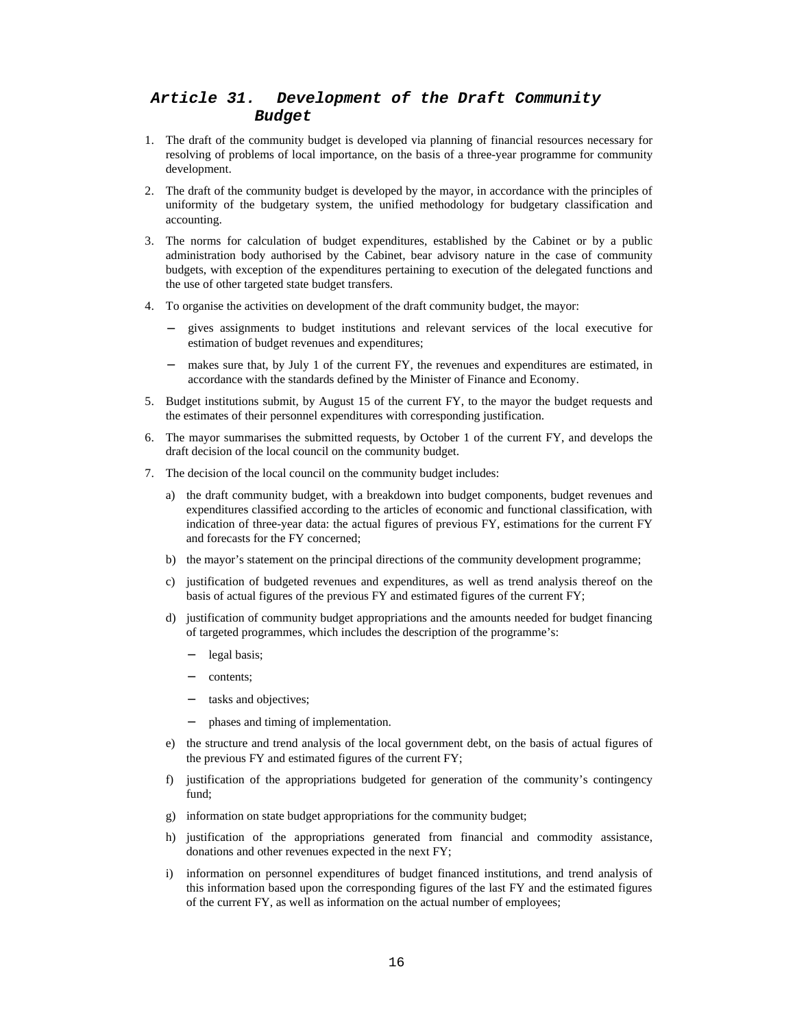## *Article 31. Development of the Draft Community Budget*

1. The draft of the community budget is developed via planning of financial resources necessary for resolving of problems of local importance, on the basis of a three-year programme for community development.
2. The draft of the community budget is developed by the mayor, in accordance with the principles of uniformity of the budgetary system, the unified methodology for budgetary classification and accounting.
3. The norms for calculation of budget expenditures, established by the Cabinet or by a public administration body authorised by the Cabinet, bear advisory nature in the case of community budgets, with exception of the expenditures pertaining to execution of the delegated functions and the use of other targeted state budget transfers.
4. To organise the activities on development of the draft community budget, the mayor:
   - gives assignments to budget institutions and relevant services of the local executive for estimation of budget revenues and expenditures;
   - makes sure that, by July 1 of the current FY, the revenues and expenditures are estimated, in accordance with the standards defined by the Minister of Finance and Economy.
5. Budget institutions submit, by August 15 of the current FY, to the mayor the budget requests and the estimates of their personnel expenditures with corresponding justification.
6. The mayor summarises the submitted requests, by October 1 of the current FY, and develops the draft decision of the local council on the community budget.
7. The decision of the local council on the community budget includes:
   a) the draft community budget, with a breakdown into budget components, budget revenues and expenditures classified according to the articles of economic and functional classification, with indication of three-year data: the actual figures of previous FY, estimations for the current FY and forecasts for the FY concerned;
   b) the mayor's statement on the principal directions of the community development programme;
   c) justification of budgeted revenues and expenditures, as well as trend analysis thereof on the basis of actual figures of the previous FY and estimated figures of the current FY;
   d) justification of community budget appropriations and the amounts needed for budget financing of targeted programmes, which includes the description of the programme's:
      - legal basis;
      - contents;
      - tasks and objectives;
      - phases and timing of implementation.
   e) the structure and trend analysis of the local government debt, on the basis of actual figures of the previous FY and estimated figures of the current FY;
   f) justification of the appropriations budgeted for generation of the community's contingency fund;
   g) information on state budget appropriations for the community budget;
   h) justification of the appropriations generated from financial and commodity assistance, donations and other revenues expected in the next FY;
   i) information on personnel expenditures of budget financed institutions, and trend analysis of this information based upon the corresponding figures of the last FY and the estimated figures of the current FY, as well as information on the actual number of employees;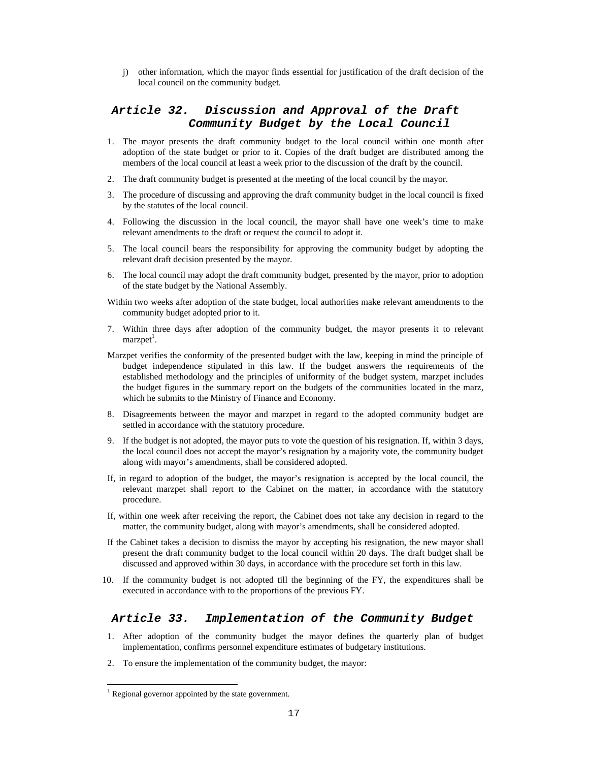j) other information, which the mayor finds essential for justification of the draft decision of the local council on the community budget.

## *Article 32. Discussion and Approval of the Draft Community Budget by the Local Council*

1. The mayor presents the draft community budget to the local council within one month after adoption of the state budget or prior to it. Copies of the draft budget are distributed among the members of the local council at least a week prior to the discussion of the draft by the council.
2. The draft community budget is presented at the meeting of the local council by the mayor.
3. The procedure of discussing and approving the draft community budget in the local council is fixed by the statutes of the local council.
4. Following the discussion in the local council, the mayor shall have one week's time to make relevant amendments to the draft or request the council to adopt it.
5. The local council bears the responsibility for approving the community budget by adopting the relevant draft decision presented by the mayor.
6. The local council may adopt the draft community budget, presented by the mayor, prior to adoption of the state budget by the National Assembly.

   Within two weeks after adoption of the state budget, local authorities make relevant amendments to the community budget adopted prior to it.

7. Within three days after adoption of the community budget, the mayor presents it to relevant marzpet[1].

   Marzpet verifies the conformity of the presented budget with the law, keeping in mind the principle of budget independence stipulated in this law. If the budget answers the requirements of the established methodology and the principles of uniformity of the budget system, marzpet includes the budget figures in the summary report on the budgets of the communities located in the marz, which he submits to the Ministry of Finance and Economy.

8. Disagreements between the mayor and marzpet in regard to the adopted community budget are settled in accordance with the statutory procedure.
9. If the budget is not adopted, the mayor puts to vote the question of his resignation. If, within 3 days, the local council does not accept the mayor's resignation by a majority vote, the community budget along with mayor's amendments, shall be considered adopted.

   If, in regard to adoption of the budget, the mayor's resignation is accepted by the local council, the relevant marzpet shall report to the Cabinet on the matter, in accordance with the statutory procedure.

   If, within one week after receiving the report, the Cabinet does not take any decision in regard to the matter, the community budget, along with mayor's amendments, shall be considered adopted.

   If the Cabinet takes a decision to dismiss the mayor by accepting his resignation, the new mayor shall present the draft community budget to the local council within 20 days. The draft budget shall be discussed and approved within 30 days, in accordance with the procedure set forth in this law.

10. If the community budget is not adopted till the beginning of the FY, the expenditures shall be executed in accordance with to the proportions of the previous FY.

## *Article 33. Implementation of the Community Budget*

1. After adoption of the community budget the mayor defines the quarterly plan of budget implementation, confirms personnel expenditure estimates of budgetary institutions.
2. To ensure the implementation of the community budget, the mayor:

---

[1] Regional governor appointed by the state government.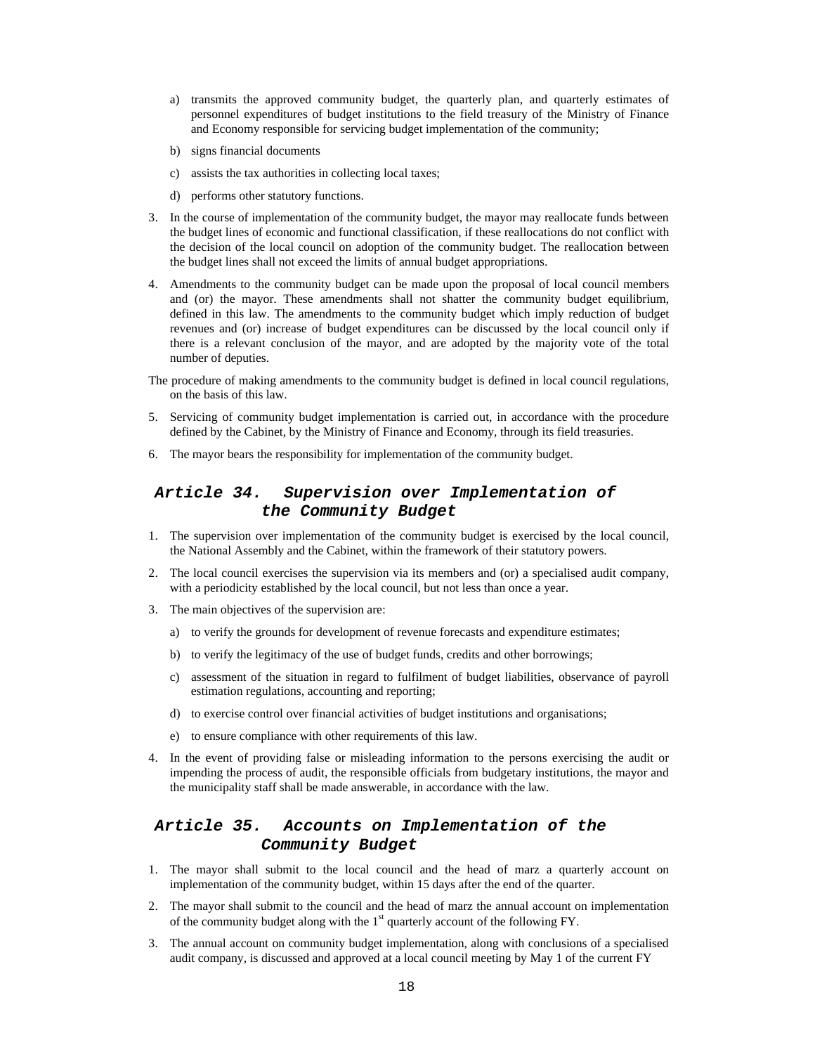a) transmits the approved community budget, the quarterly plan, and quarterly estimates of personnel expenditures of budget institutions to the field treasury of the Ministry of Finance and Economy responsible for servicing budget implementation of the community;

b) signs financial documents

c) assists the tax authorities in collecting local taxes;

d) performs other statutory functions.

3. In the course of implementation of the community budget, the mayor may reallocate funds between the budget lines of economic and functional classification, if these reallocations do not conflict with the decision of the local council on adoption of the community budget. The reallocation between the budget lines shall not exceed the limits of annual budget appropriations.

4. Amendments to the community budget can be made upon the proposal of local council members and (or) the mayor. These amendments shall not shatter the community budget equilibrium, defined in this law. The amendments to the community budget which imply reduction of budget revenues and (or) increase of budget expenditures can be discussed by the local council only if there is a relevant conclusion of the mayor, and are adopted by the majority vote of the total number of deputies.

The procedure of making amendments to the community budget is defined in local council regulations, on the basis of this law.

5. Servicing of community budget implementation is carried out, in accordance with the procedure defined by the Cabinet, by the Ministry of Finance and Economy, through its field treasuries.

6. The mayor bears the responsibility for implementation of the community budget.

## Article 34. Supervision over Implementation of the Community Budget

1. The supervision over implementation of the community budget is exercised by the local council, the National Assembly and the Cabinet, within the framework of their statutory powers.

2. The local council exercises the supervision via its members and (or) a specialised audit company, with a periodicity established by the local council, but not less than once a year.

3. The main objectives of the supervision are:

   a) to verify the grounds for development of revenue forecasts and expenditure estimates;

   b) to verify the legitimacy of the use of budget funds, credits and other borrowings;

   c) assessment of the situation in regard to fulfilment of budget liabilities, observance of payroll estimation regulations, accounting and reporting;

   d) to exercise control over financial activities of budget institutions and organisations;

   e) to ensure compliance with other requirements of this law.

4. In the event of providing false or misleading information to the persons exercising the audit or impending the process of audit, the responsible officials from budgetary institutions, the mayor and the municipality staff shall be made answerable, in accordance with the law.

## Article 35. Accounts on Implementation of the Community Budget

1. The mayor shall submit to the local council and the head of marz a quarterly account on implementation of the community budget, within 15 days after the end of the quarter.

2. The mayor shall submit to the council and the head of marz the annual account on implementation of the community budget along with the 1st quarterly account of the following FY.

3. The annual account on community budget implementation, along with conclusions of a specialised audit company, is discussed and approved at a local council meeting by May 1 of the current FY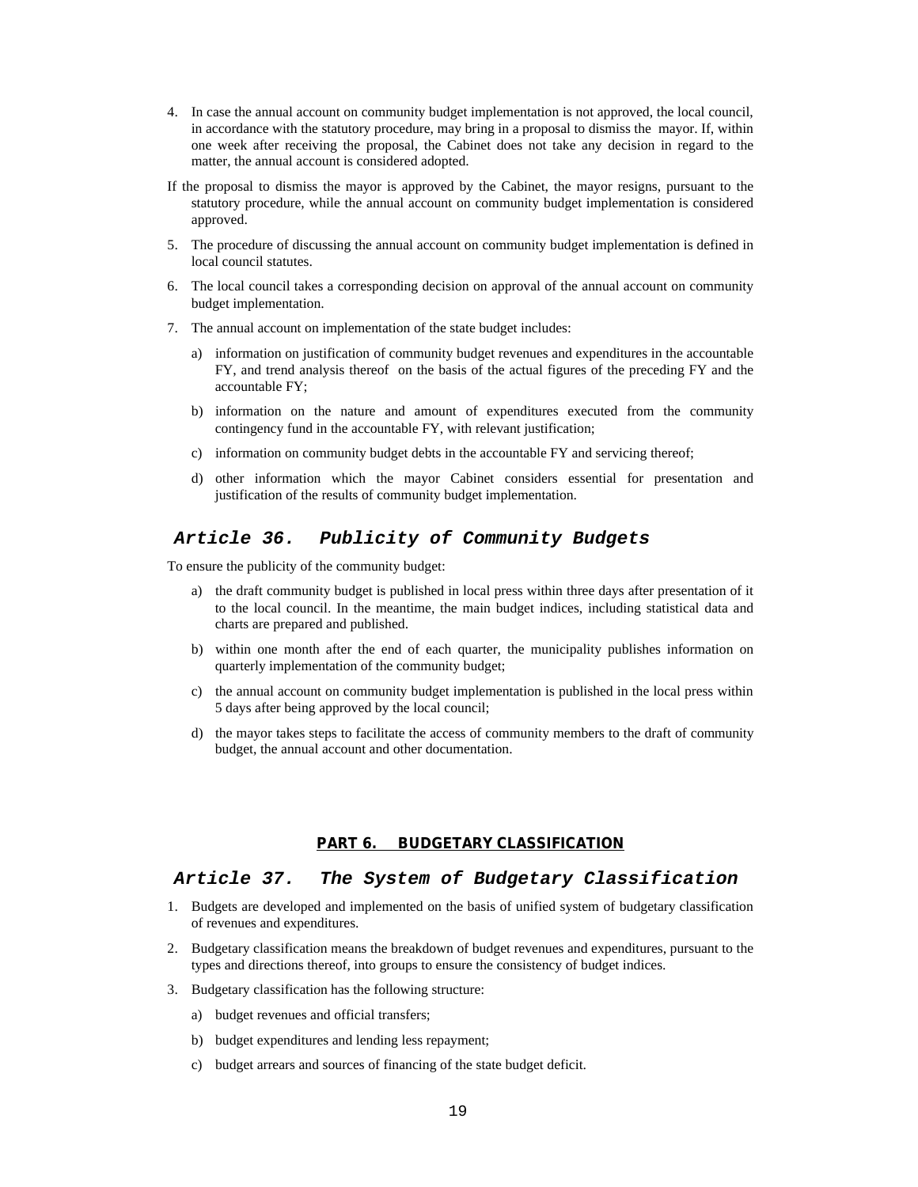4. In case the annual account on community budget implementation is not approved, the local council, in accordance with the statutory procedure, may bring in a proposal to dismiss the mayor. If, within one week after receiving the proposal, the Cabinet does not take any decision in regard to the matter, the annual account is considered adopted.

If the proposal to dismiss the mayor is approved by the Cabinet, the mayor resigns, pursuant to the statutory procedure, while the annual account on community budget implementation is considered approved.

5. The procedure of discussing the annual account on community budget implementation is defined in local council statutes.
6. The local council takes a corresponding decision on approval of the annual account on community budget implementation.
7. The annual account on implementation of the state budget includes:
   a) information on justification of community budget revenues and expenditures in the accountable FY, and trend analysis thereof on the basis of the actual figures of the preceding FY and the accountable FY;
   b) information on the nature and amount of expenditures executed from the community contingency fund in the accountable FY, with relevant justification;
   c) information on community budget debts in the accountable FY and servicing thereof;
   d) other information which the mayor Cabinet considers essential for presentation and justification of the results of community budget implementation.

## Article 36. Publicity of Community Budgets

To ensure the publicity of the community budget:

a) the draft community budget is published in local press within three days after presentation of it to the local council. In the meantime, the main budget indices, including statistical data and charts are prepared and published.

b) within one month after the end of each quarter, the municipality publishes information on quarterly implementation of the community budget;

c) the annual account on community budget implementation is published in the local press within 5 days after being approved by the local council;

d) the mayor takes steps to facilitate the access of community members to the draft of community budget, the annual account and other documentation.

# PART 6. BUDGETARY CLASSIFICATION

## Article 37. The System of Budgetary Classification

1. Budgets are developed and implemented on the basis of unified system of budgetary classification of revenues and expenditures.
2. Budgetary classification means the breakdown of budget revenues and expenditures, pursuant to the types and directions thereof, into groups to ensure the consistency of budget indices.
3. Budgetary classification has the following structure:
   a) budget revenues and official transfers;
   b) budget expenditures and lending less repayment;
   c) budget arrears and sources of financing of the state budget deficit.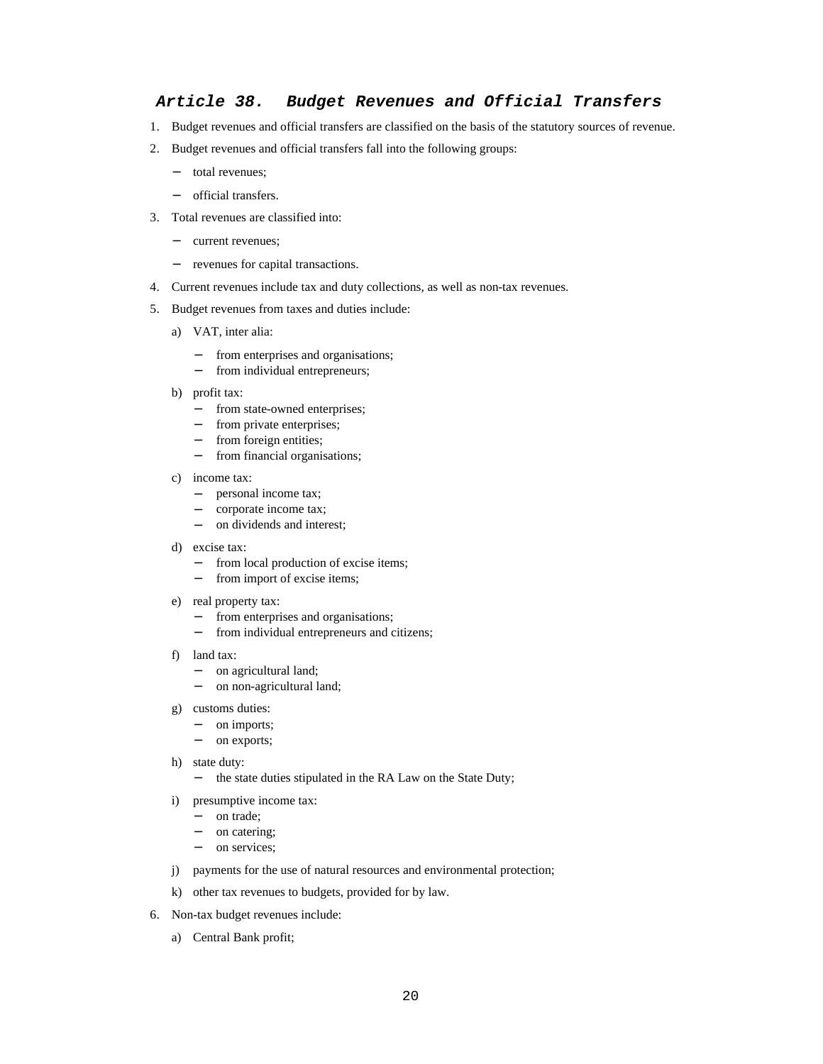### *Article 38. Budget Revenues and Official Transfers*

1. Budget revenues and official transfers are classified on the basis of the statutory sources of revenue.
2. Budget revenues and official transfers fall into the following groups:
   - total revenues;
   - official transfers.
3. Total revenues are classified into:
   - current revenues;
   - revenues for capital transactions.
4. Current revenues include tax and duty collections, as well as non-tax revenues.
5. Budget revenues from taxes and duties include:
   a) VAT, inter alia:
      - from enterprises and organisations;
      - from individual entrepreneurs;

   b) profit tax:
      - from state-owned enterprises;
      - from private enterprises;
      - from foreign entities;
      - from financial organisations;

   c) income tax:
      - personal income tax;
      - corporate income tax;
      - on dividends and interest;

   d) excise tax:
      - from local production of excise items;
      - from import of excise items;

   e) real property tax:
      - from enterprises and organisations;
      - from individual entrepreneurs and citizens;

   f) land tax:
      - on agricultural land;
      - on non-agricultural land;

   g) customs duties:
      - on imports;
      - on exports;

   h) state duty:
      - the state duties stipulated in the RA Law on the State Duty;

   i) presumptive income tax:
      - on trade;
      - on catering;
      - on services;

   j) payments for the use of natural resources and environmental protection;

   k) other tax revenues to budgets, provided for by law.
6. Non-tax budget revenues include:
   a) Central Bank profit;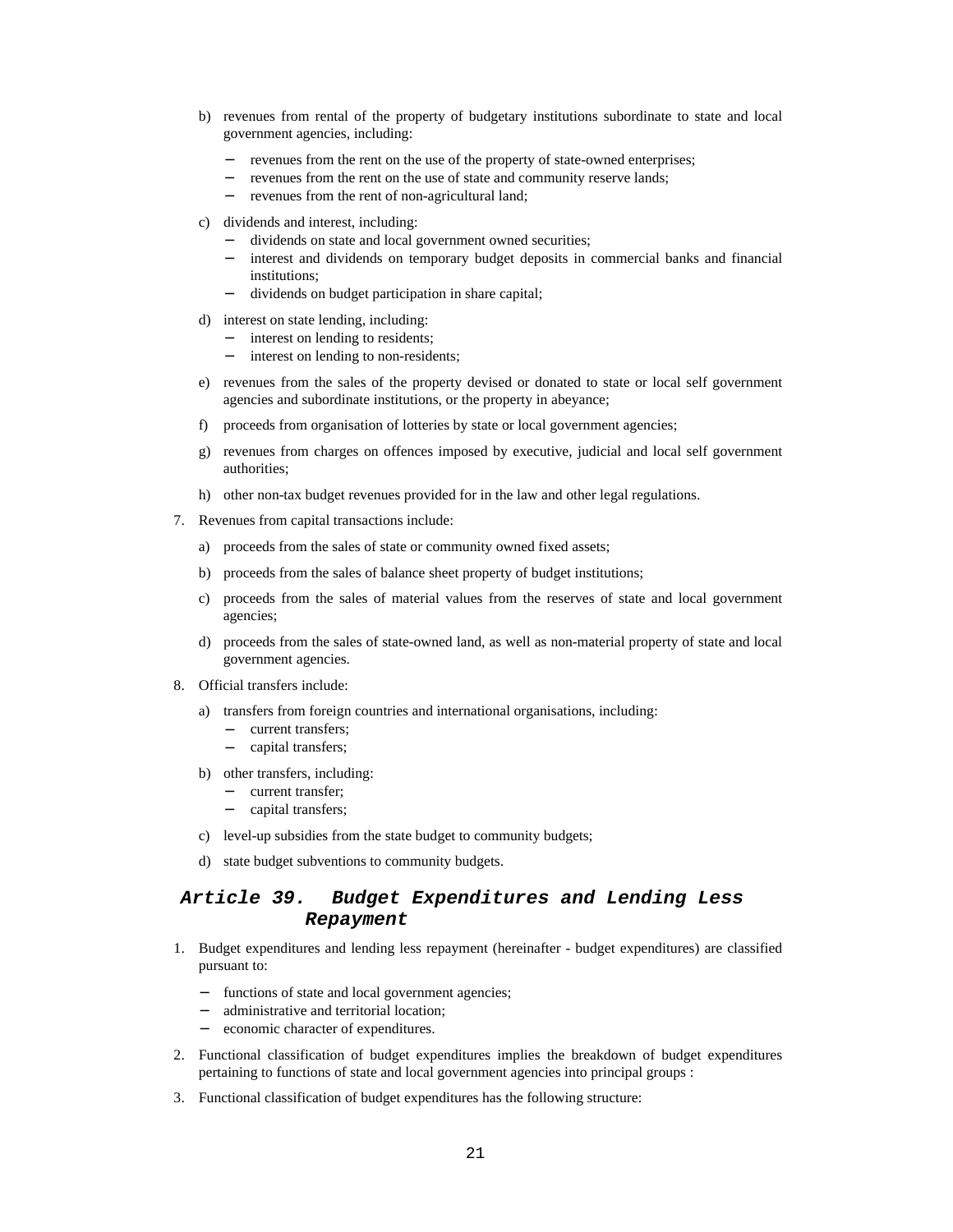b) revenues from rental of the property of budgetary institutions subordinate to state and local government agencies, including:
   - revenues from the rent on the use of the property of state-owned enterprises;
   - revenues from the rent on the use of state and community reserve lands;
   - revenues from the rent of non-agricultural land;

c) dividends and interest, including:
   - dividends on state and local government owned securities;
   - interest and dividends on temporary budget deposits in commercial banks and financial institutions;
   - dividends on budget participation in share capital;

d) interest on state lending, including:
   - interest on lending to residents;
   - interest on lending to non-residents;

e) revenues from the sales of the property devised or donated to state or local self government agencies and subordinate institutions, or the property in abeyance;

f) proceeds from organisation of lotteries by state or local government agencies;

g) revenues from charges on offences imposed by executive, judicial and local self government authorities;

h) other non-tax budget revenues provided for in the law and other legal regulations.

7. Revenues from capital transactions include:

   a) proceeds from the sales of state or community owned fixed assets;

   b) proceeds from the sales of balance sheet property of budget institutions;

   c) proceeds from the sales of material values from the reserves of state and local government agencies;

   d) proceeds from the sales of state-owned land, as well as non-material property of state and local government agencies.

8. Official transfers include:

   a) transfers from foreign countries and international organisations, including:
      - current transfers;
      - capital transfers;

   b) other transfers, including:
      - current transfer;
      - capital transfers;

   c) level-up subsidies from the state budget to community budgets;

   d) state budget subventions to community budgets.

## *Article 39. Budget Expenditures and Lending Less Repayment*

1. Budget expenditures and lending less repayment (hereinafter - budget expenditures) are classified pursuant to:

   - functions of state and local government agencies;
   - administrative and territorial location;
   - economic character of expenditures.

2. Functional classification of budget expenditures implies the breakdown of budget expenditures pertaining to functions of state and local government agencies into principal groups :

3. Functional classification of budget expenditures has the following structure: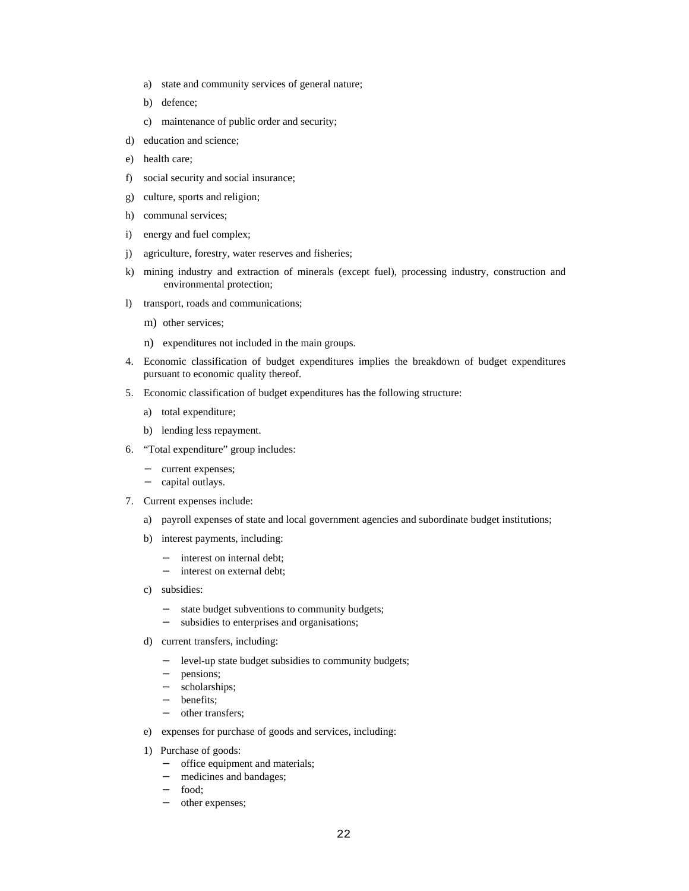a) state and community services of general nature;

b) defence;

c) maintenance of public order and security;

d) education and science;

e) health care;

f) social security and social insurance;

g) culture, sports and religion;

h) communal services;

i) energy and fuel complex;

j) agriculture, forestry, water reserves and fisheries;

k) mining industry and extraction of minerals (except fuel), processing industry, construction and environmental protection;

l) transport, roads and communications;

m) other services;

n) expenditures not included in the main groups.

4. Economic classification of budget expenditures implies the breakdown of budget expenditures pursuant to economic quality thereof.

5. Economic classification of budget expenditures has the following structure:

   a) total expenditure;

   b) lending less repayment.

6. "Total expenditure" group includes:

   - current expenses;
   - capital outlays.

7. Current expenses include:

   a) payroll expenses of state and local government agencies and subordinate budget institutions;

   b) interest payments, including:

      - interest on internal debt;
      - interest on external debt;

   c) subsidies:

      - state budget subventions to community budgets;
      - subsidies to enterprises and organisations;

   d) current transfers, including:

      - level-up state budget subsidies to community budgets;
      - pensions;
      - scholarships;
      - benefits;
      - other transfers;

   e) expenses for purchase of goods and services, including:

   1) Purchase of goods:
      - office equipment and materials;
      - medicines and bandages;
      - food;
      - other expenses;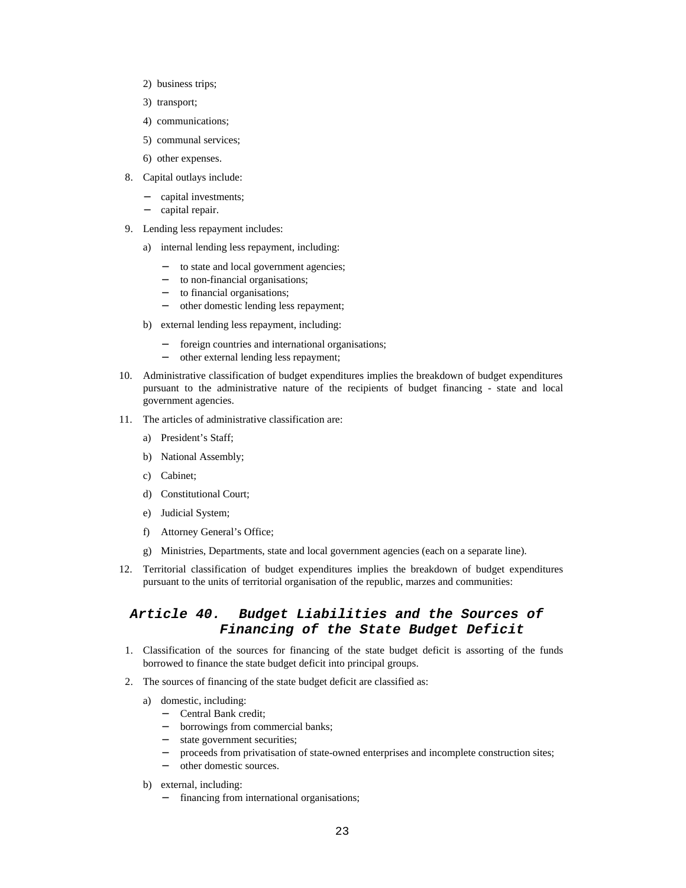2) business trips;

3) transport;

4) communications;

5) communal services;

6) other expenses.

8. Capital outlays include:
   - capital investments;
   - capital repair.

9. Lending less repayment includes:

   a) internal lending less repayment, including:
      - to state and local government agencies;
      - to non-financial organisations;
      - to financial organisations;
      - other domestic lending less repayment;

   b) external lending less repayment, including:
      - foreign countries and international organisations;
      - other external lending less repayment;

10. Administrative classification of budget expenditures implies the breakdown of budget expenditures pursuant to the administrative nature of the recipients of budget financing - state and local government agencies.

11. The articles of administrative classification are:

    a) President's Staff;

    b) National Assembly;

    c) Cabinet;

    d) Constitutional Court;

    e) Judicial System;

    f) Attorney General's Office;

    g) Ministries, Departments, state and local government agencies (each on a separate line).

12. Territorial classification of budget expenditures implies the breakdown of budget expenditures pursuant to the units of territorial organisation of the republic, marzes and communities:

## *Article 40. Budget Liabilities and the Sources of Financing of the State Budget Deficit*

1. Classification of the sources for financing of the state budget deficit is assorting of the funds borrowed to finance the state budget deficit into principal groups.

2. The sources of financing of the state budget deficit are classified as:

   a) domestic, including:
      - Central Bank credit;
      - borrowings from commercial banks;
      - state government securities;
      - proceeds from privatisation of state-owned enterprises and incomplete construction sites;
      - other domestic sources.

   b) external, including:
      - financing from international organisations;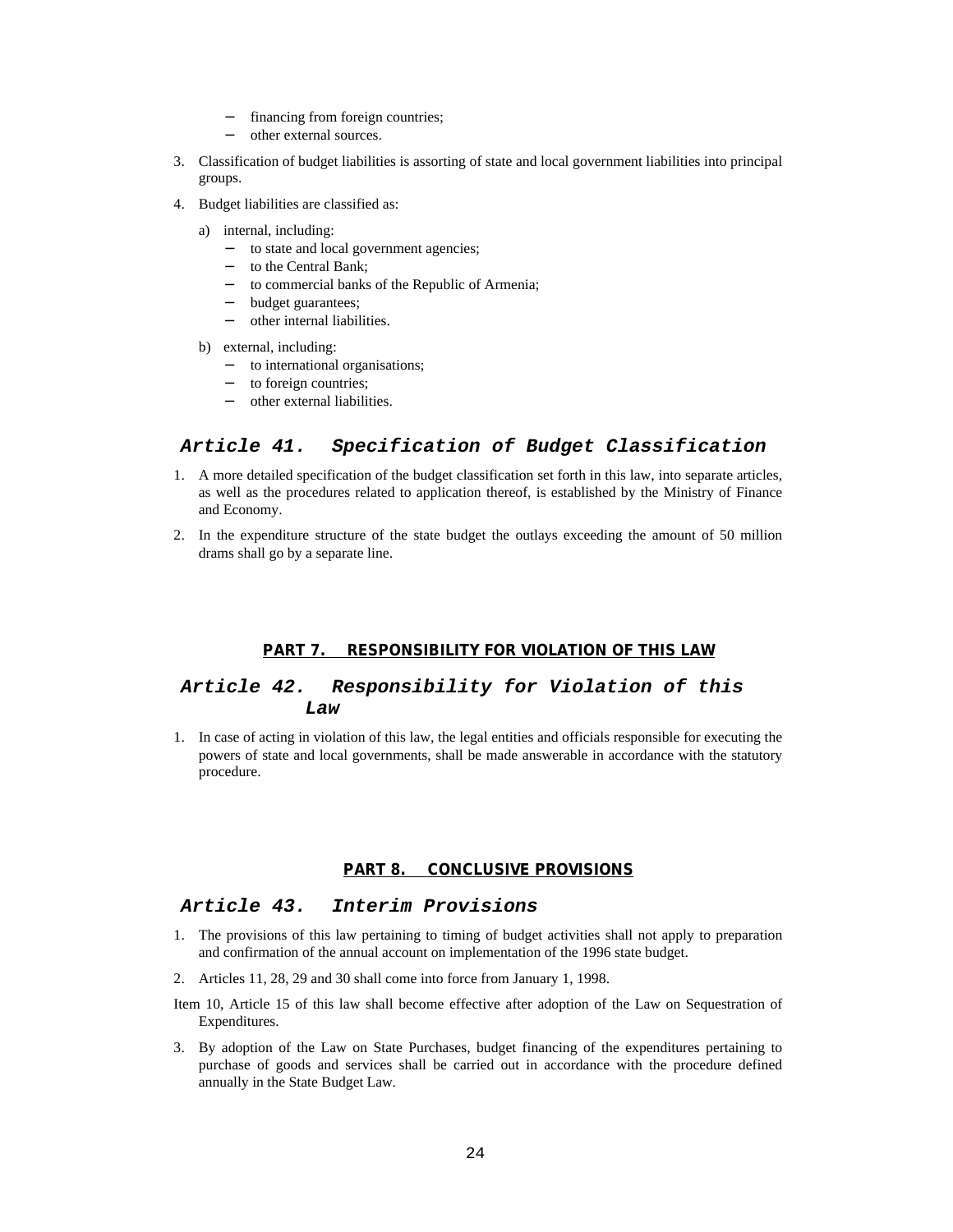- financing from foreign countries;
- other external sources.

3. Classification of budget liabilities is assorting of state and local government liabilities into principal groups.

4. Budget liabilities are classified as:

   a) internal, including:
      - to state and local government agencies;
      - to the Central Bank;
      - to commercial banks of the Republic of Armenia;
      - budget guarantees;
      - other internal liabilities.

   b) external, including:
      - to international organisations;
      - to foreign countries;
      - other external liabilities.

## *Article 41. Specification of Budget Classification*

1. A more detailed specification of the budget classification set forth in this law, into separate articles, as well as the procedures related to application thereof, is established by the Ministry of Finance and Economy.

2. In the expenditure structure of the state budget the outlays exceeding the amount of 50 million drams shall go by a separate line.

# PART 7. RESPONSIBILITY FOR VIOLATION OF THIS LAW

## *Article 42. Responsibility for Violation of this Law*

1. In case of acting in violation of this law, the legal entities and officials responsible for executing the powers of state and local governments, shall be made answerable in accordance with the statutory procedure.

# PART 8. CONCLUSIVE PROVISIONS

## *Article 43. Interim Provisions*

1. The provisions of this law pertaining to timing of budget activities shall not apply to preparation and confirmation of the annual account on implementation of the 1996 state budget.

2. Articles 11, 28, 29 and 30 shall come into force from January 1, 1998.

Item 10, Article 15 of this law shall become effective after adoption of the Law on Sequestration of Expenditures.

3. By adoption of the Law on State Purchases, budget financing of the expenditures pertaining to purchase of goods and services shall be carried out in accordance with the procedure defined annually in the State Budget Law.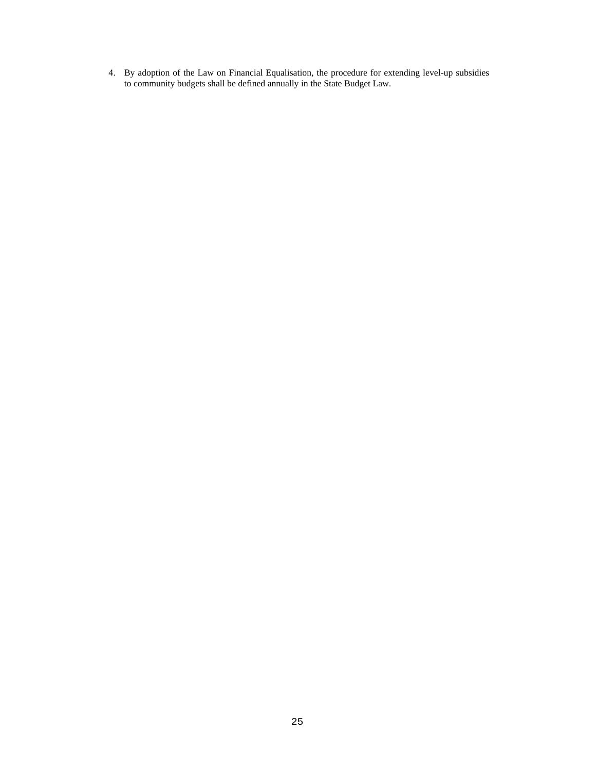4. By adoption of the Law on Financial Equalisation, the procedure for extending level-up subsidies to community budgets shall be defined annually in the State Budget Law.